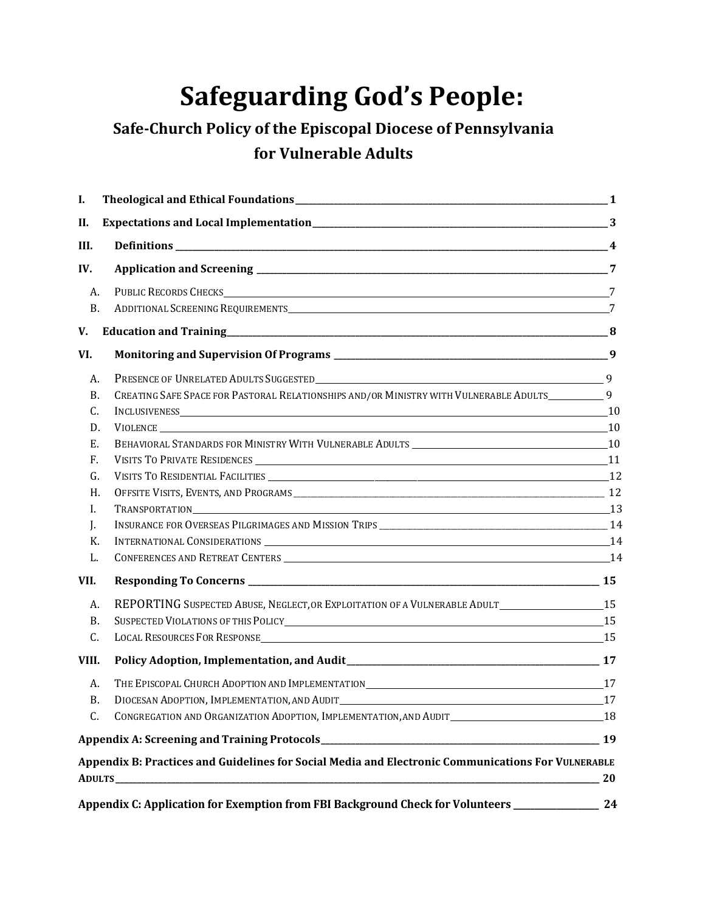# Safeguarding God's People:

## Safe-Church Policy of the Episcopal Diocese of Pennsylvania for Vulnerable Adults

- **I. Theological and Ethical Foundations** — 1
- **II. Expectations and Local Implementation** — 3
- **III. Definitions** — 4
- **IV. Application and Screening** — 7
  - A. Public Records Checks — 7
  - B. Additional Screening Requirements — 7
- **V. Education and Training** — 8
- **VI. Monitoring and Supervision Of Programs** — 9
  - A. Presence of Unrelated Adults Suggested — 9
  - B. Creating Safe Space for Pastoral Relationships and/or Ministry with Vulnerable Adults — 9
  - C. Inclusiveness — 10
  - D. Violence — 10
  - E. Behavioral Standards for Ministry With Vulnerable Adults — 10
  - F. Visits To Private Residences — 11
  - G. Visits To Residential Facilities — 12
  - H. Offsite Visits, Events, and Programs — 12
  - I. Transportation — 13
  - J. Insurance for Overseas Pilgrimages and Mission Trips — 14
  - K. International Considerations — 14
  - L. Conferences and Retreat Centers — 14
- **VII. Responding To Concerns** — 15
  - A. Reporting Suspected Abuse, Neglect, or Exploitation of a Vulnerable Adult — 15
  - B. Suspected Violations of this Policy — 15
  - C. Local Resources For Response — 15
- **VIII. Policy Adoption, Implementation, and Audit** — 17
  - A. The Episcopal Church Adoption and Implementation — 17
  - B. Diocesan Adoption, Implementation, and Audit — 17
  - C. Congregation and Organization Adoption, Implementation, and Audit — 18
- **Appendix A: Screening and Training Protocols** — 19
- **Appendix B: Practices and Guidelines for Social Media and Electronic Communications For Vulnerable Adults** — 20
- **Appendix C: Application for Exemption from FBI Background Check for Volunteers** — 24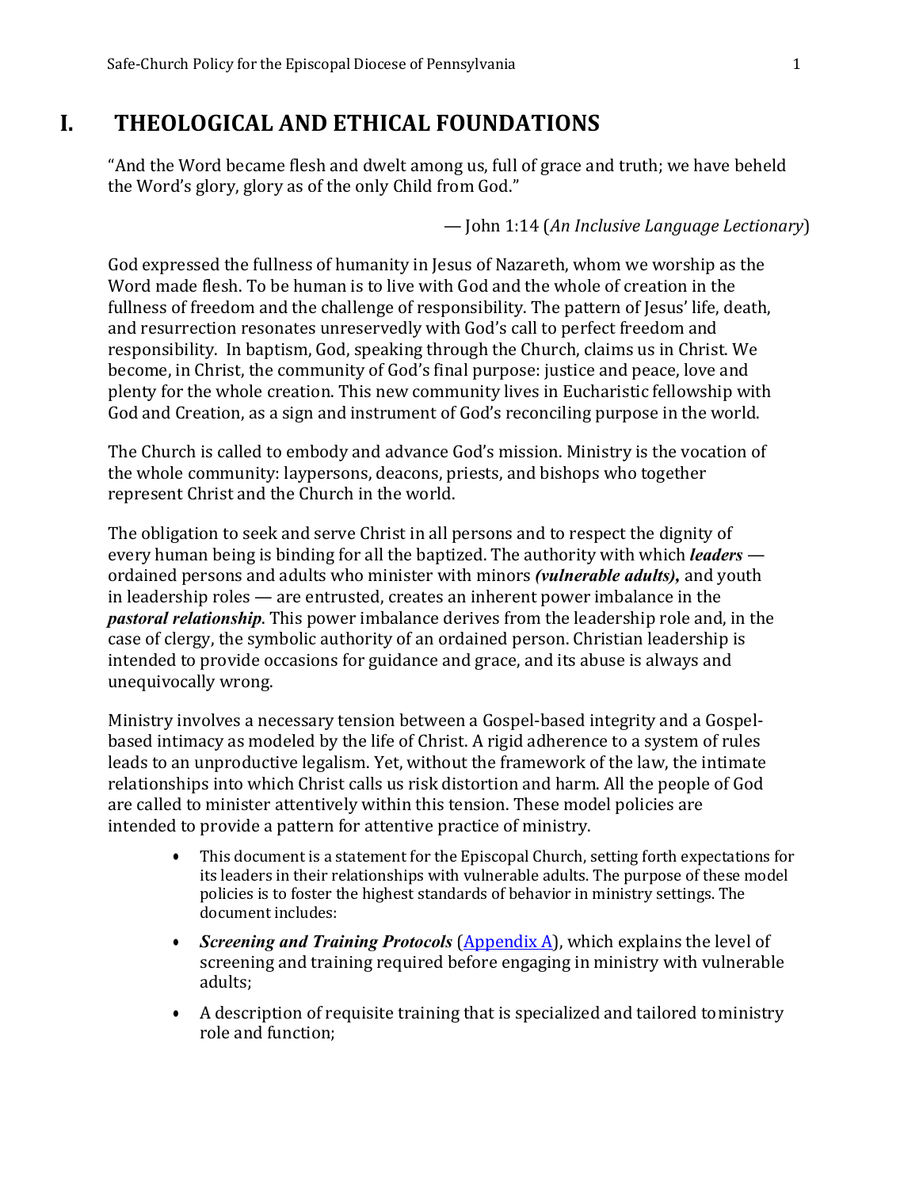# I. THEOLOGICAL AND ETHICAL FOUNDATIONS

"And the Word became flesh and dwelt among us, full of grace and truth; we have beheld the Word's glory, glory as of the only Child from God."

— John 1:14 (*An Inclusive Language Lectionary*)

God expressed the fullness of humanity in Jesus of Nazareth, whom we worship as the Word made flesh. To be human is to live with God and the whole of creation in the fullness of freedom and the challenge of responsibility. The pattern of Jesus' life, death, and resurrection resonates unreservedly with God's call to perfect freedom and responsibility. In baptism, God, speaking through the Church, claims us in Christ. We become, in Christ, the community of God's final purpose: justice and peace, love and plenty for the whole creation. This new community lives in Eucharistic fellowship with God and Creation, as a sign and instrument of God's reconciling purpose in the world.

The Church is called to embody and advance God's mission. Ministry is the vocation of the whole community: laypersons, deacons, priests, and bishops who together represent Christ and the Church in the world.

The obligation to seek and serve Christ in all persons and to respect the dignity of every human being is binding for all the baptized. The authority with which ***leaders*** — ordained persons and adults who minister with minors ***(vulnerable adults),*** and youth in leadership roles — are entrusted, creates an inherent power imbalance in the ***pastoral relationship***. This power imbalance derives from the leadership role and, in the case of clergy, the symbolic authority of an ordained person. Christian leadership is intended to provide occasions for guidance and grace, and its abuse is always and unequivocally wrong.

Ministry involves a necessary tension between a Gospel-based integrity and a Gospel-based intimacy as modeled by the life of Christ. A rigid adherence to a system of rules leads to an unproductive legalism. Yet, without the framework of the law, the intimate relationships into which Christ calls us risk distortion and harm. All the people of God are called to minister attentively within this tension. These model policies are intended to provide a pattern for attentive practice of ministry.

- This document is a statement for the Episcopal Church, setting forth expectations for its leaders in their relationships with vulnerable adults. The purpose of these model policies is to foster the highest standards of behavior in ministry settings. The document includes:
- ***Screening and Training Protocols*** (Appendix A), which explains the level of screening and training required before engaging in ministry with vulnerable adults;
- A description of requisite training that is specialized and tailored to ministry role and function;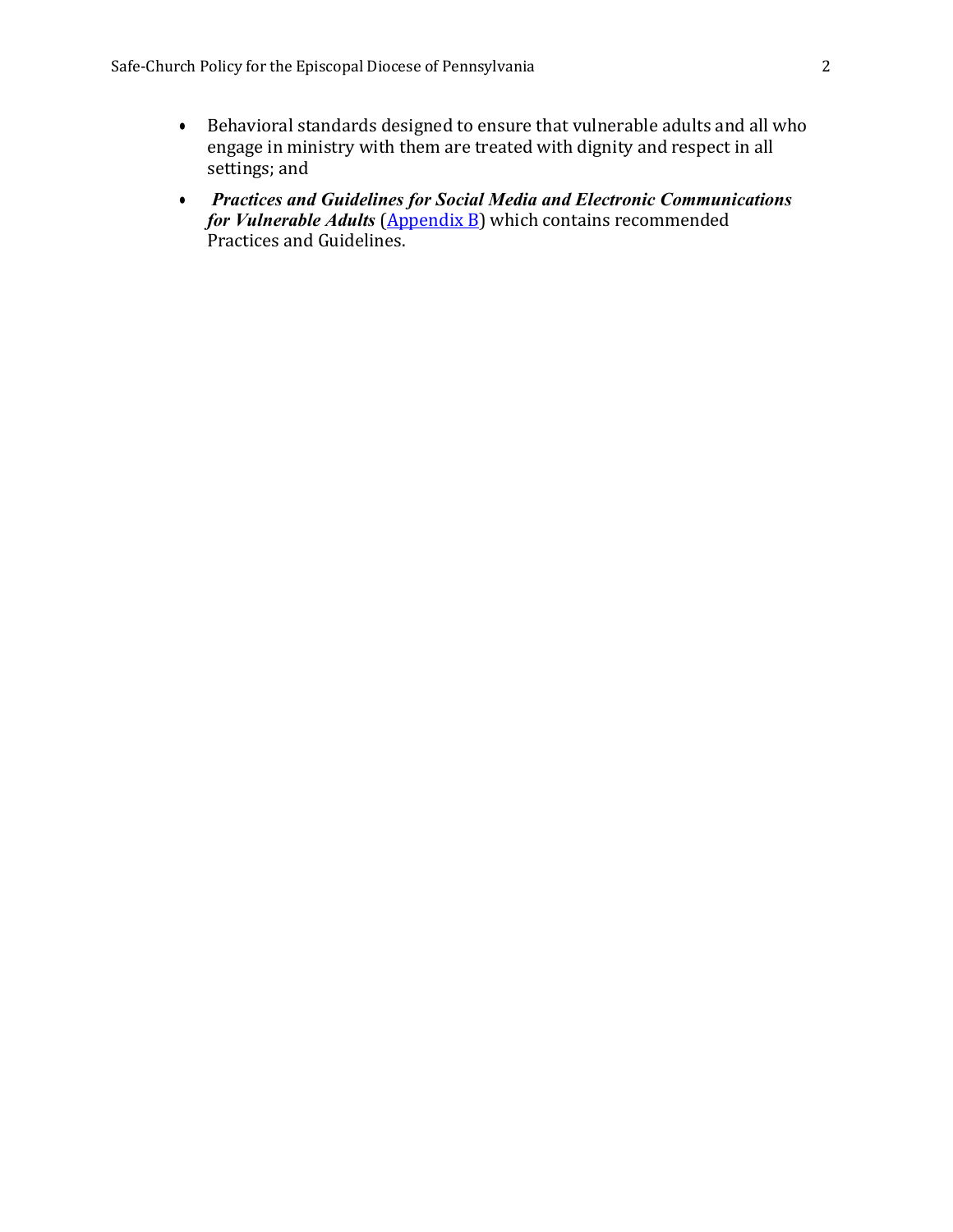- Behavioral standards designed to ensure that vulnerable adults and all who engage in ministry with them are treated with dignity and respect in all settings; and
- ***Practices and Guidelines for Social Media and Electronic Communications for Vulnerable Adults*** (Appendix B) which contains recommended Practices and Guidelines.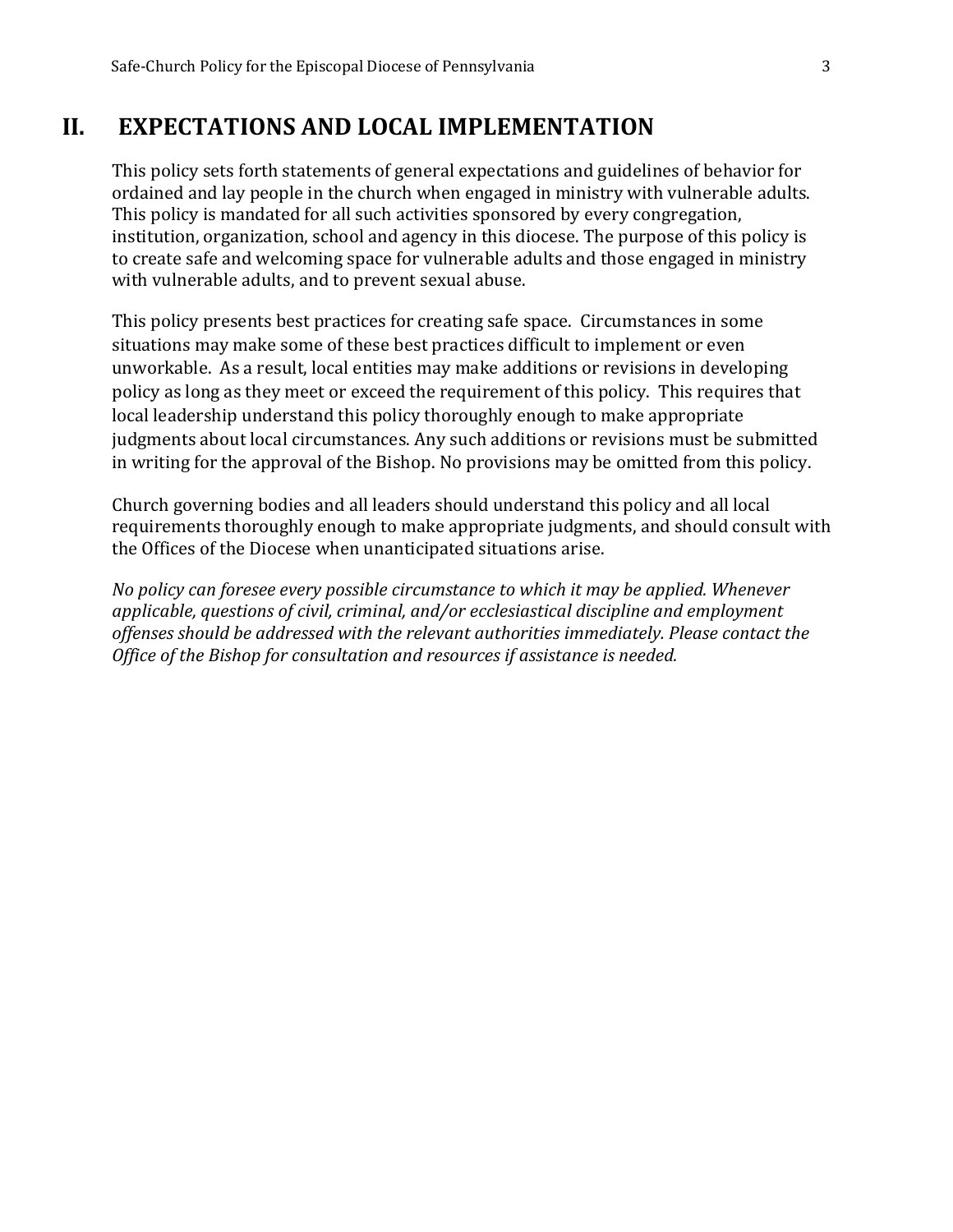# II. EXPECTATIONS AND LOCAL IMPLEMENTATION

This policy sets forth statements of general expectations and guidelines of behavior for ordained and lay people in the church when engaged in ministry with vulnerable adults. This policy is mandated for all such activities sponsored by every congregation, institution, organization, school and agency in this diocese. The purpose of this policy is to create safe and welcoming space for vulnerable adults and those engaged in ministry with vulnerable adults, and to prevent sexual abuse.

This policy presents best practices for creating safe space. Circumstances in some situations may make some of these best practices difficult to implement or even unworkable. As a result, local entities may make additions or revisions in developing policy as long as they meet or exceed the requirement of this policy. This requires that local leadership understand this policy thoroughly enough to make appropriate judgments about local circumstances. Any such additions or revisions must be submitted in writing for the approval of the Bishop. No provisions may be omitted from this policy.

Church governing bodies and all leaders should understand this policy and all local requirements thoroughly enough to make appropriate judgments, and should consult with the Offices of the Diocese when unanticipated situations arise.

*No policy can foresee every possible circumstance to which it may be applied. Whenever applicable, questions of civil, criminal, and/or ecclesiastical discipline and employment offenses should be addressed with the relevant authorities immediately. Please contact the Office of the Bishop for consultation and resources if assistance is needed.*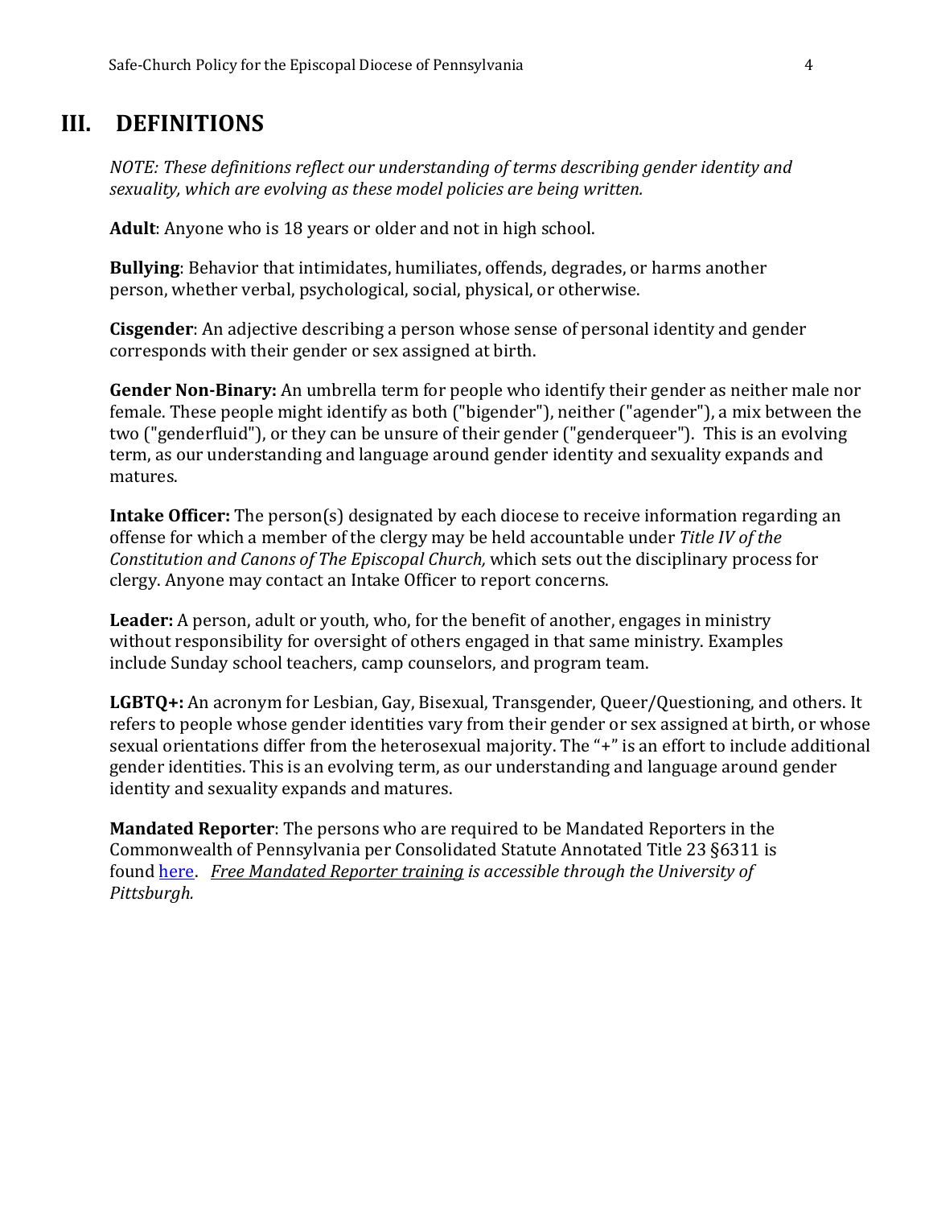# III. DEFINITIONS

*NOTE: These definitions reflect our understanding of terms describing gender identity and sexuality, which are evolving as these model policies are being written.*

**Adult**: Anyone who is 18 years or older and not in high school.

**Bullying**: Behavior that intimidates, humiliates, offends, degrades, or harms another person, whether verbal, psychological, social, physical, or otherwise.

**Cisgender**: An adjective describing a person whose sense of personal identity and gender corresponds with their gender or sex assigned at birth.

**Gender Non-Binary:** An umbrella term for people who identify their gender as neither male nor female. These people might identify as both ("bigender"), neither ("agender"), a mix between the two ("genderfluid"), or they can be unsure of their gender ("genderqueer"). This is an evolving term, as our understanding and language around gender identity and sexuality expands and matures.

**Intake Officer:** The person(s) designated by each diocese to receive information regarding an offense for which a member of the clergy may be held accountable under *Title IV of the Constitution and Canons of The Episcopal Church,* which sets out the disciplinary process for clergy. Anyone may contact an Intake Officer to report concerns.

**Leader:** A person, adult or youth, who, for the benefit of another, engages in ministry without responsibility for oversight of others engaged in that same ministry. Examples include Sunday school teachers, camp counselors, and program team.

**LGBTQ+:** An acronym for Lesbian, Gay, Bisexual, Transgender, Queer/Questioning, and others. It refers to people whose gender identities vary from their gender or sex assigned at birth, or whose sexual orientations differ from the heterosexual majority. The "+" is an effort to include additional gender identities. This is an evolving term, as our understanding and language around gender identity and sexuality expands and matures.

**Mandated Reporter**: The persons who are required to be Mandated Reporters in the Commonwealth of Pennsylvania per Consolidated Statute Annotated Title 23 §6311 is found here. *Free Mandated Reporter training is accessible through the University of Pittsburgh.*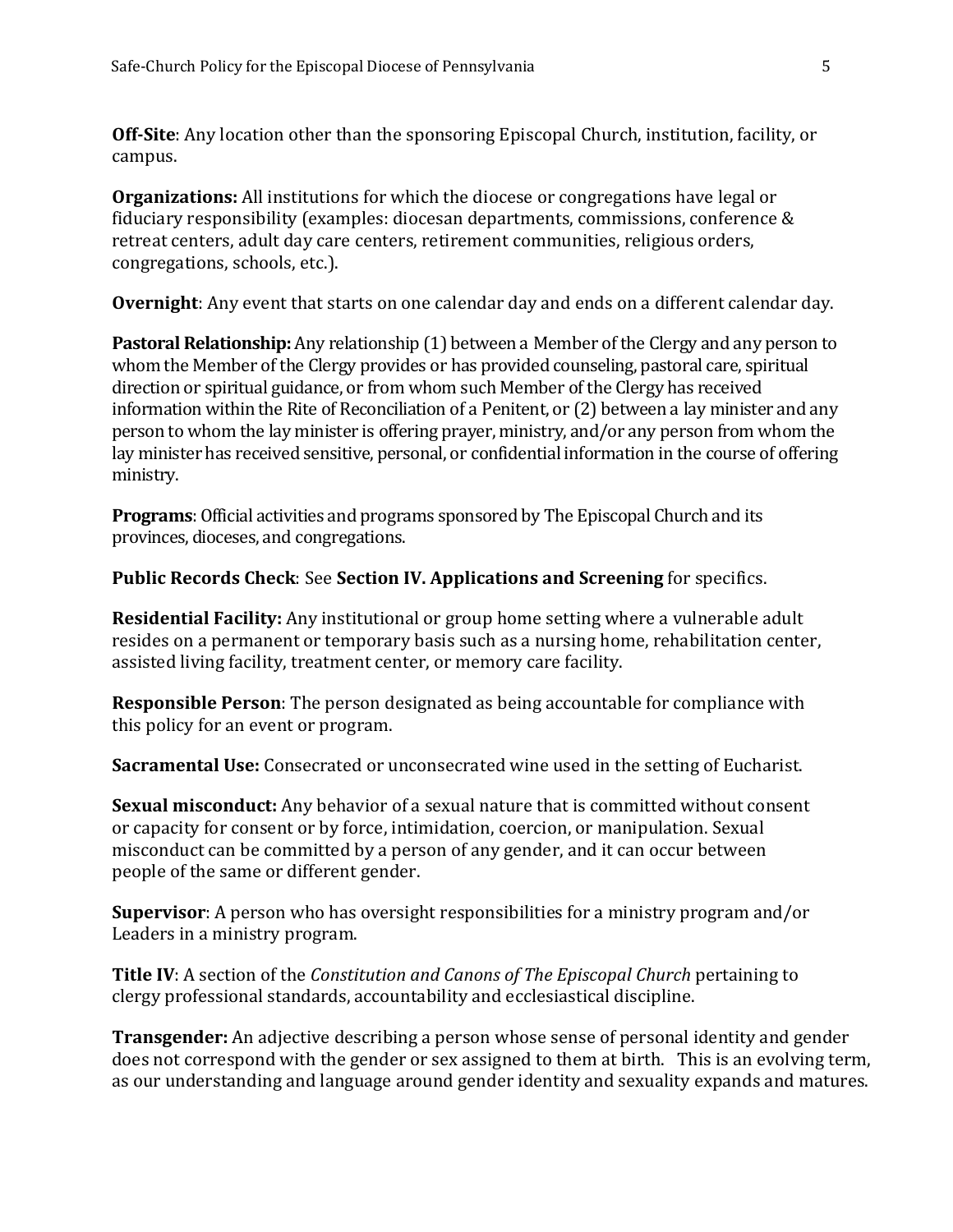**Off-Site**: Any location other than the sponsoring Episcopal Church, institution, facility, or campus.

**Organizations:** All institutions for which the diocese or congregations have legal or fiduciary responsibility (examples: diocesan departments, commissions, conference & retreat centers, adult day care centers, retirement communities, religious orders, congregations, schools, etc.).

**Overnight**: Any event that starts on one calendar day and ends on a different calendar day.

**Pastoral Relationship:** Any relationship (1) between a Member of the Clergy and any person to whom the Member of the Clergy provides or has provided counseling, pastoral care, spiritual direction or spiritual guidance, or from whom such Member of the Clergy has received information within the Rite of Reconciliation of a Penitent, or (2) between a lay minister and any person to whom the lay minister is offering prayer, ministry, and/or any person from whom the lay minister has received sensitive, personal, or confidential information in the course of offering ministry.

**Programs**: Official activities and programs sponsored by The Episcopal Church and its provinces, dioceses, and congregations.

**Public Records Check**: See **Section IV. Applications and Screening** for specifics.

**Residential Facility:** Any institutional or group home setting where a vulnerable adult resides on a permanent or temporary basis such as a nursing home, rehabilitation center, assisted living facility, treatment center, or memory care facility.

**Responsible Person**: The person designated as being accountable for compliance with this policy for an event or program.

**Sacramental Use:** Consecrated or unconsecrated wine used in the setting of Eucharist.

**Sexual misconduct:** Any behavior of a sexual nature that is committed without consent or capacity for consent or by force, intimidation, coercion, or manipulation. Sexual misconduct can be committed by a person of any gender, and it can occur between people of the same or different gender.

**Supervisor**: A person who has oversight responsibilities for a ministry program and/or Leaders in a ministry program.

**Title IV**: A section of the *Constitution and Canons of The Episcopal Church* pertaining to clergy professional standards, accountability and ecclesiastical discipline.

**Transgender:** An adjective describing a person whose sense of personal identity and gender does not correspond with the gender or sex assigned to them at birth. This is an evolving term, as our understanding and language around gender identity and sexuality expands and matures.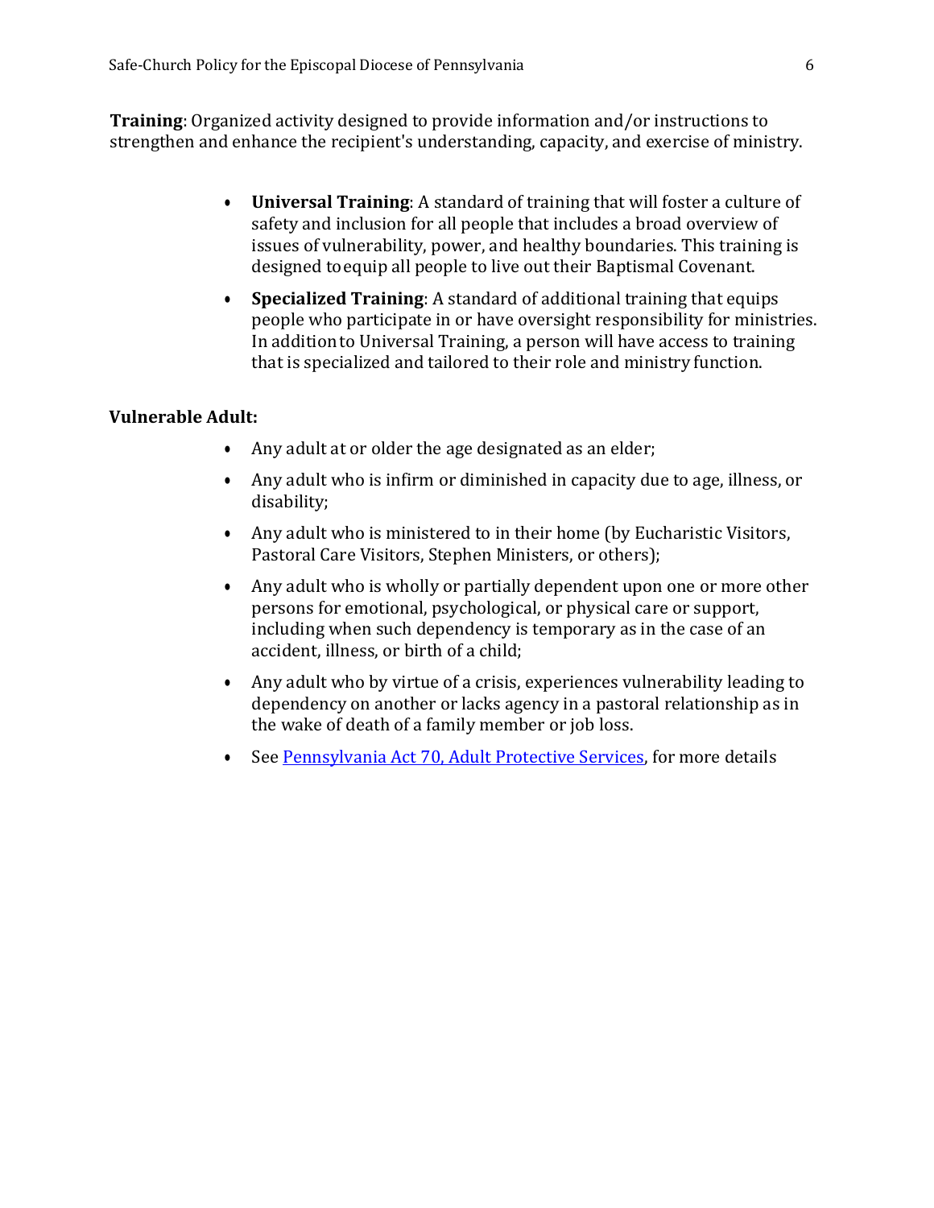**Training**: Organized activity designed to provide information and/or instructions to strengthen and enhance the recipient's understanding, capacity, and exercise of ministry.

- **Universal Training**: A standard of training that will foster a culture of safety and inclusion for all people that includes a broad overview of issues of vulnerability, power, and healthy boundaries. This training is designed to equip all people to live out their Baptismal Covenant.
- **Specialized Training**: A standard of additional training that equips people who participate in or have oversight responsibility for ministries. In addition to Universal Training, a person will have access to training that is specialized and tailored to their role and ministry function.

**Vulnerable Adult:**

- Any adult at or older the age designated as an elder;
- Any adult who is infirm or diminished in capacity due to age, illness, or disability;
- Any adult who is ministered to in their home (by Eucharistic Visitors, Pastoral Care Visitors, Stephen Ministers, or others);
- Any adult who is wholly or partially dependent upon one or more other persons for emotional, psychological, or physical care or support, including when such dependency is temporary as in the case of an accident, illness, or birth of a child;
- Any adult who by virtue of a crisis, experiences vulnerability leading to dependency on another or lacks agency in a pastoral relationship as in the wake of death of a family member or job loss.
- See Pennsylvania Act 70, Adult Protective Services, for more details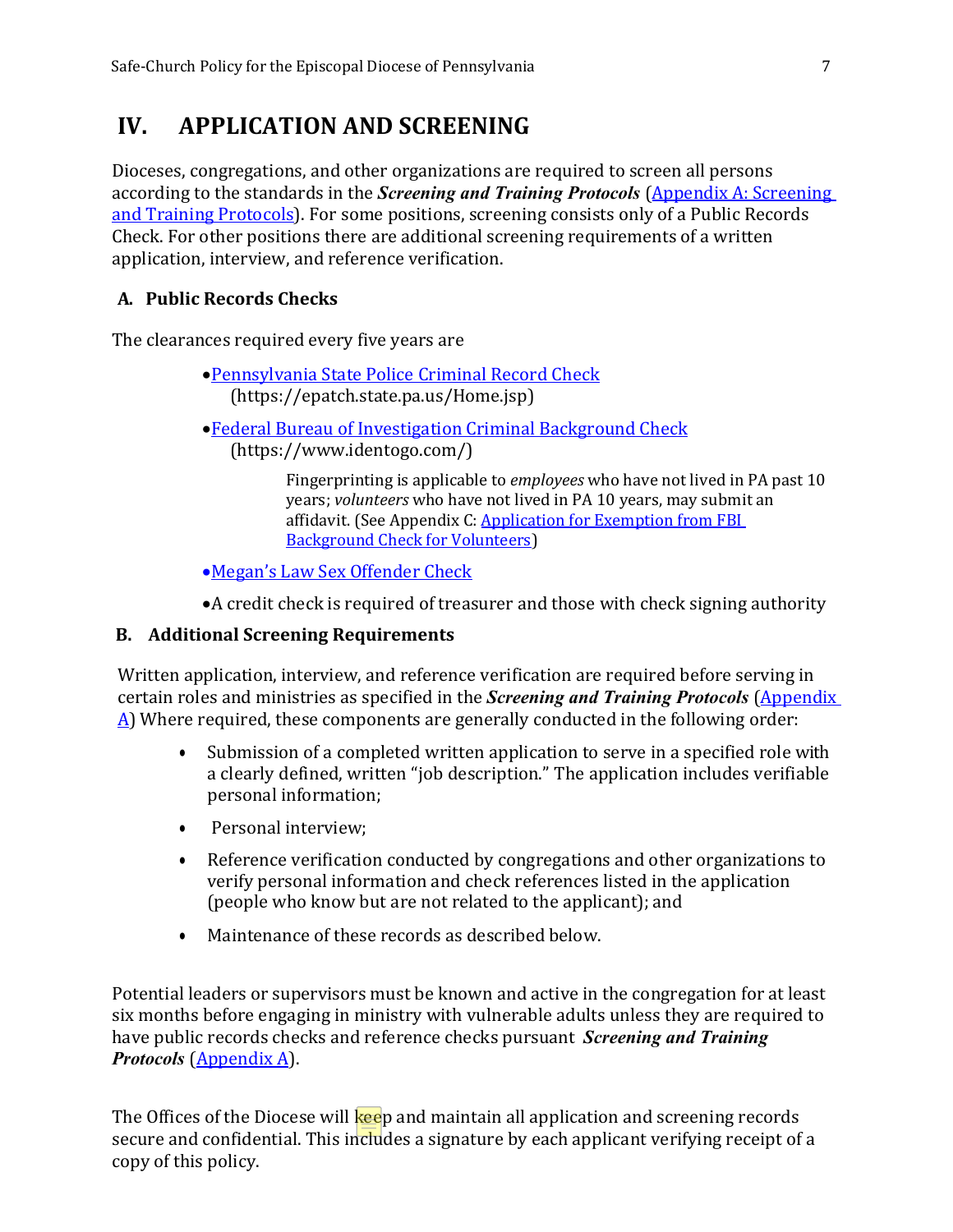# IV. APPLICATION AND SCREENING

Dioceses, congregations, and other organizations are required to screen all persons according to the standards in the ***Screening and Training Protocols*** (Appendix A: Screening and Training Protocols). For some positions, screening consists only of a Public Records Check. For other positions there are additional screening requirements of a written application, interview, and reference verification.

## A. Public Records Checks

The clearances required every five years are

- Pennsylvania State Police Criminal Record Check (https://epatch.state.pa.us/Home.jsp)
- Federal Bureau of Investigation Criminal Background Check (https://www.identogo.com/)

  Fingerprinting is applicable to *employees* who have not lived in PA past 10 years; *volunteers* who have not lived in PA 10 years, may submit an affidavit. (See Appendix C: Application for Exemption from FBI Background Check for Volunteers)

- Megan's Law Sex Offender Check
- A credit check is required of treasurer and those with check signing authority

## B. Additional Screening Requirements

Written application, interview, and reference verification are required before serving in certain roles and ministries as specified in the ***Screening and Training Protocols*** (Appendix A) Where required, these components are generally conducted in the following order:

- Submission of a completed written application to serve in a specified role with a clearly defined, written "job description." The application includes verifiable personal information;
- Personal interview;
- Reference verification conducted by congregations and other organizations to verify personal information and check references listed in the application (people who know but are not related to the applicant); and
- Maintenance of these records as described below.

Potential leaders or supervisors must be known and active in the congregation for at least six months before engaging in ministry with vulnerable adults unless they are required to have public records checks and reference checks pursuant ***Screening and Training Protocols*** (Appendix A).

The Offices of the Diocese will keep and maintain all application and screening records secure and confidential. This includes a signature by each applicant verifying receipt of a copy of this policy.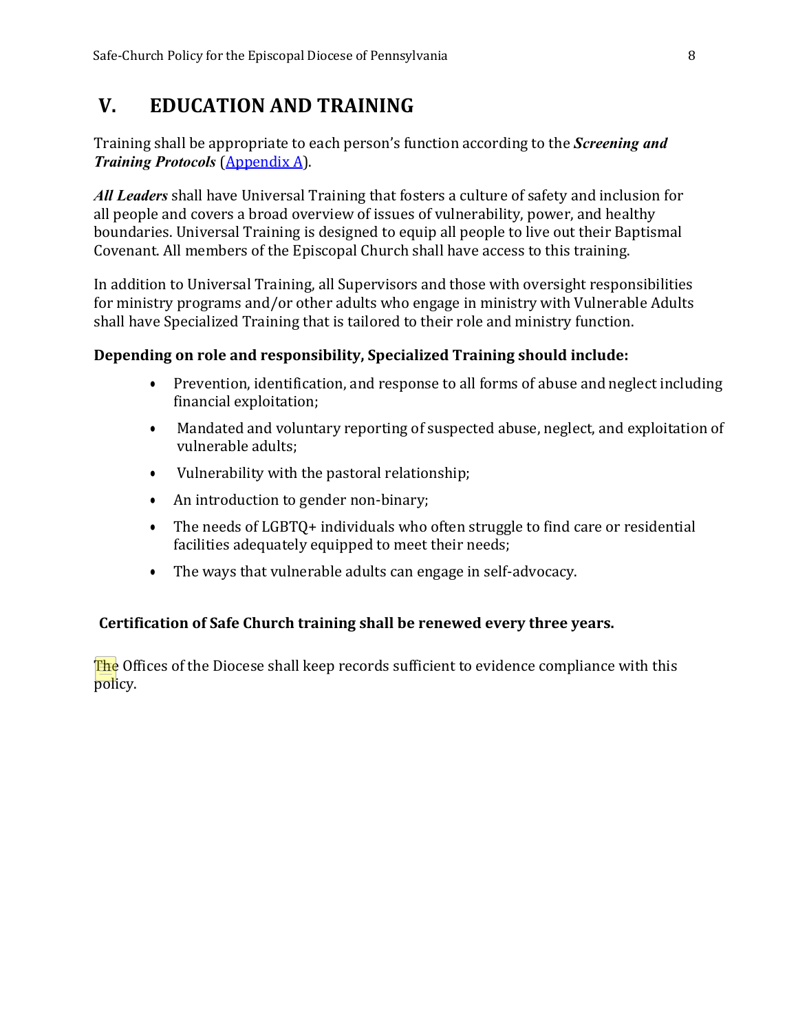# V. EDUCATION AND TRAINING

Training shall be appropriate to each person's function according to the ***Screening and Training Protocols*** ([Appendix A](#)).

***All Leaders*** shall have Universal Training that fosters a culture of safety and inclusion for all people and covers a broad overview of issues of vulnerability, power, and healthy boundaries. Universal Training is designed to equip all people to live out their Baptismal Covenant. All members of the Episcopal Church shall have access to this training.

In addition to Universal Training, all Supervisors and those with oversight responsibilities for ministry programs and/or other adults who engage in ministry with Vulnerable Adults shall have Specialized Training that is tailored to their role and ministry function.

**Depending on role and responsibility, Specialized Training should include:**

- Prevention, identification, and response to all forms of abuse and neglect including financial exploitation;
- Mandated and voluntary reporting of suspected abuse, neglect, and exploitation of vulnerable adults;
- Vulnerability with the pastoral relationship;
- An introduction to gender non-binary;
- The needs of LGBTQ+ individuals who often struggle to find care or residential facilities adequately equipped to meet their needs;
- The ways that vulnerable adults can engage in self-advocacy.

**Certification of Safe Church training shall be renewed every three years.**

The Offices of the Diocese shall keep records sufficient to evidence compliance with this policy.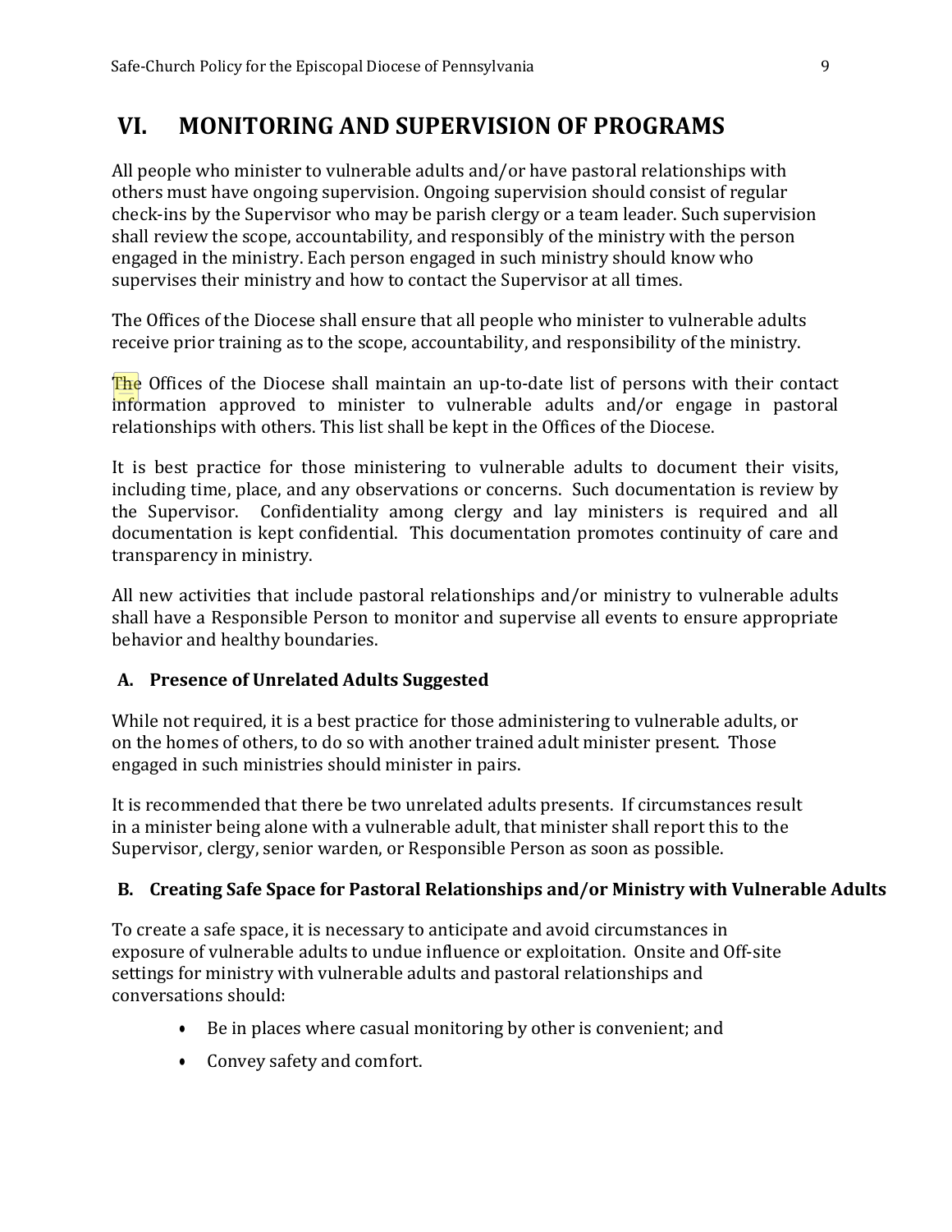## VI. MONITORING AND SUPERVISION OF PROGRAMS

All people who minister to vulnerable adults and/or have pastoral relationships with others must have ongoing supervision. Ongoing supervision should consist of regular check-ins by the Supervisor who may be parish clergy or a team leader. Such supervision shall review the scope, accountability, and responsibly of the ministry with the person engaged in the ministry. Each person engaged in such ministry should know who supervises their ministry and how to contact the Supervisor at all times.

The Offices of the Diocese shall ensure that all people who minister to vulnerable adults receive prior training as to the scope, accountability, and responsibility of the ministry.

The Offices of the Diocese shall maintain an up-to-date list of persons with their contact information approved to minister to vulnerable adults and/or engage in pastoral relationships with others. This list shall be kept in the Offices of the Diocese.

It is best practice for those ministering to vulnerable adults to document their visits, including time, place, and any observations or concerns. Such documentation is review by the Supervisor. Confidentiality among clergy and lay ministers is required and all documentation is kept confidential. This documentation promotes continuity of care and transparency in ministry.

All new activities that include pastoral relationships and/or ministry to vulnerable adults shall have a Responsible Person to monitor and supervise all events to ensure appropriate behavior and healthy boundaries.

### A. Presence of Unrelated Adults Suggested

While not required, it is a best practice for those administering to vulnerable adults, or on the homes of others, to do so with another trained adult minister present. Those engaged in such ministries should minister in pairs.

It is recommended that there be two unrelated adults presents. If circumstances result in a minister being alone with a vulnerable adult, that minister shall report this to the Supervisor, clergy, senior warden, or Responsible Person as soon as possible.

### B. Creating Safe Space for Pastoral Relationships and/or Ministry with Vulnerable Adults

To create a safe space, it is necessary to anticipate and avoid circumstances in exposure of vulnerable adults to undue influence or exploitation. Onsite and Off-site settings for ministry with vulnerable adults and pastoral relationships and conversations should:

- Be in places where casual monitoring by other is convenient; and
- Convey safety and comfort.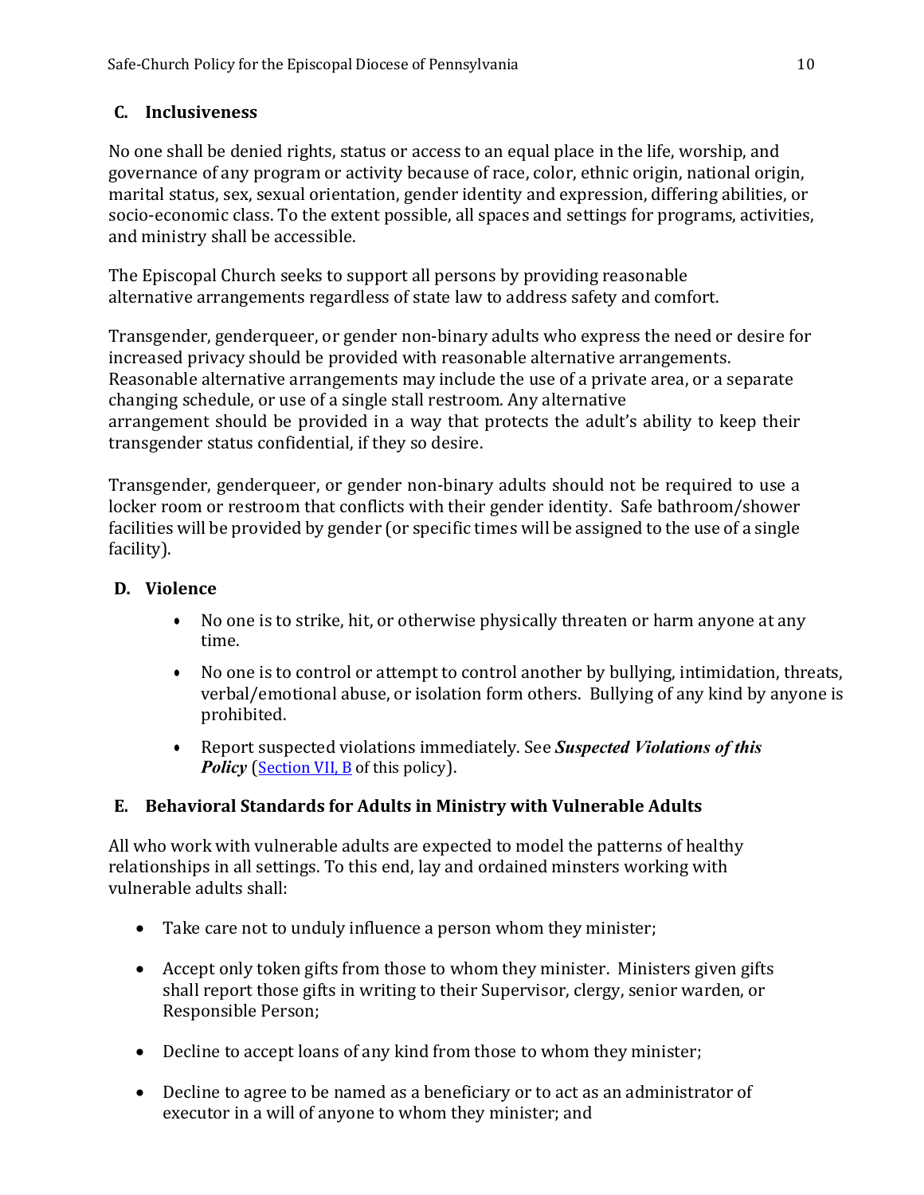## C. Inclusiveness

No one shall be denied rights, status or access to an equal place in the life, worship, and governance of any program or activity because of race, color, ethnic origin, national origin, marital status, sex, sexual orientation, gender identity and expression, differing abilities, or socio-economic class. To the extent possible, all spaces and settings for programs, activities, and ministry shall be accessible.

The Episcopal Church seeks to support all persons by providing reasonable alternative arrangements regardless of state law to address safety and comfort.

Transgender, genderqueer, or gender non-binary adults who express the need or desire for increased privacy should be provided with reasonable alternative arrangements. Reasonable alternative arrangements may include the use of a private area, or a separate changing schedule, or use of a single stall restroom. Any alternative arrangement should be provided in a way that protects the adult's ability to keep their transgender status confidential, if they so desire.

Transgender, genderqueer, or gender non-binary adults should not be required to use a locker room or restroom that conflicts with their gender identity. Safe bathroom/shower facilities will be provided by gender (or specific times will be assigned to the use of a single facility).

## D. Violence

- No one is to strike, hit, or otherwise physically threaten or harm anyone at any time.
- No one is to control or attempt to control another by bullying, intimidation, threats, verbal/emotional abuse, or isolation form others. Bullying of any kind by anyone is prohibited.
- Report suspected violations immediately. See ***Suspected Violations of this Policy*** (Section VII, B of this policy).

## E. Behavioral Standards for Adults in Ministry with Vulnerable Adults

All who work with vulnerable adults are expected to model the patterns of healthy relationships in all settings. To this end, lay and ordained minsters working with vulnerable adults shall:

- Take care not to unduly influence a person whom they minister;
- Accept only token gifts from those to whom they minister. Ministers given gifts shall report those gifts in writing to their Supervisor, clergy, senior warden, or Responsible Person;
- Decline to accept loans of any kind from those to whom they minister;
- Decline to agree to be named as a beneficiary or to act as an administrator of executor in a will of anyone to whom they minister; and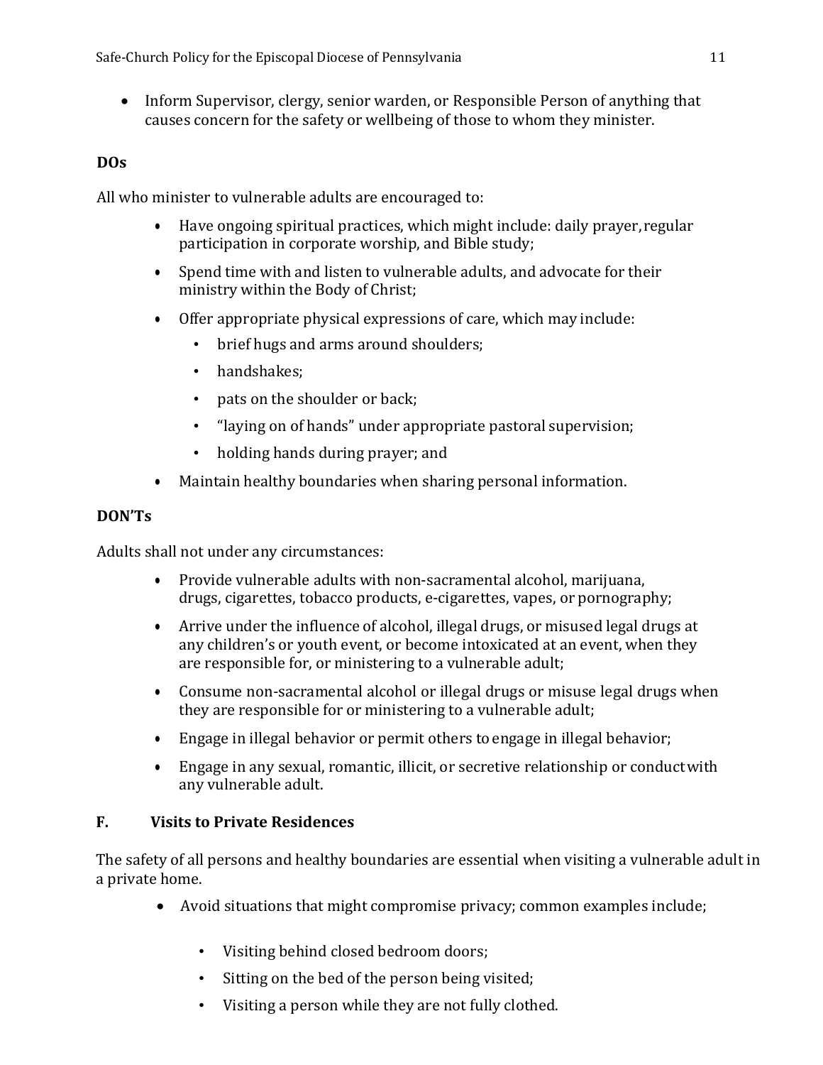- Inform Supervisor, clergy, senior warden, or Responsible Person of anything that causes concern for the safety or wellbeing of those to whom they minister.

**DOs**

All who minister to vulnerable adults are encouraged to:

- Have ongoing spiritual practices, which might include: daily prayer, regular participation in corporate worship, and Bible study;
- Spend time with and listen to vulnerable adults, and advocate for their ministry within the Body of Christ;
- Offer appropriate physical expressions of care, which may include:
  - brief hugs and arms around shoulders;
  - handshakes;
  - pats on the shoulder or back;
  - "laying on of hands" under appropriate pastoral supervision;
  - holding hands during prayer; and
- Maintain healthy boundaries when sharing personal information.

**DON'Ts**

Adults shall not under any circumstances:

- Provide vulnerable adults with non-sacramental alcohol, marijuana, drugs, cigarettes, tobacco products, e-cigarettes, vapes, or pornography;
- Arrive under the influence of alcohol, illegal drugs, or misused legal drugs at any children's or youth event, or become intoxicated at an event, when they are responsible for, or ministering to a vulnerable adult;
- Consume non-sacramental alcohol or illegal drugs or misuse legal drugs when they are responsible for or ministering to a vulnerable adult;
- Engage in illegal behavior or permit others to engage in illegal behavior;
- Engage in any sexual, romantic, illicit, or secretive relationship or conduct with any vulnerable adult.

## F. Visits to Private Residences

The safety of all persons and healthy boundaries are essential when visiting a vulnerable adult in a private home.

- Avoid situations that might compromise privacy; common examples include;
  - Visiting behind closed bedroom doors;
  - Sitting on the bed of the person being visited;
  - Visiting a person while they are not fully clothed.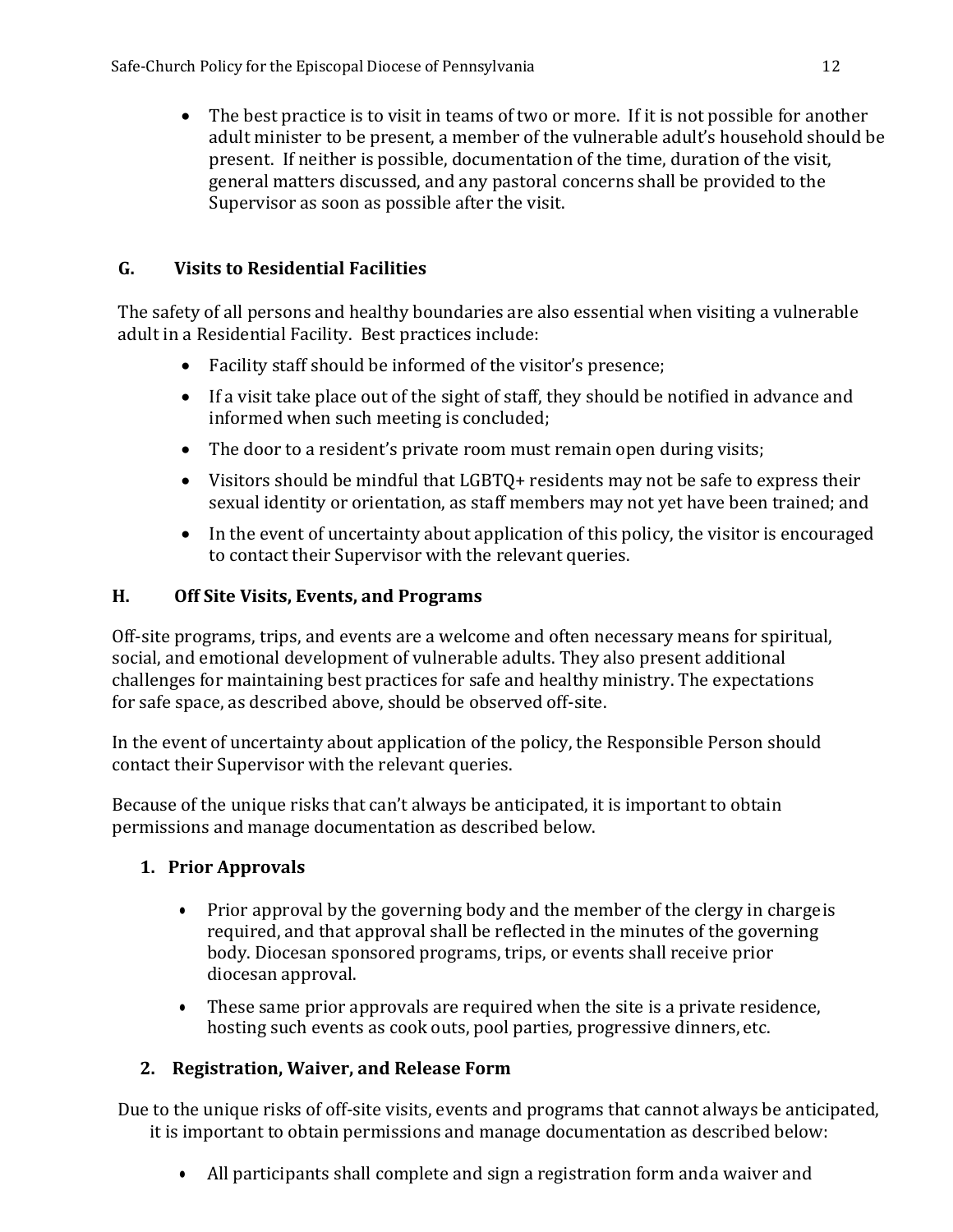- The best practice is to visit in teams of two or more. If it is not possible for another adult minister to be present, a member of the vulnerable adult's household should be present. If neither is possible, documentation of the time, duration of the visit, general matters discussed, and any pastoral concerns shall be provided to the Supervisor as soon as possible after the visit.

### G. Visits to Residential Facilities

The safety of all persons and healthy boundaries are also essential when visiting a vulnerable adult in a Residential Facility. Best practices include:

- Facility staff should be informed of the visitor's presence;
- If a visit take place out of the sight of staff, they should be notified in advance and informed when such meeting is concluded;
- The door to a resident's private room must remain open during visits;
- Visitors should be mindful that LGBTQ+ residents may not be safe to express their sexual identity or orientation, as staff members may not yet have been trained; and
- In the event of uncertainty about application of this policy, the visitor is encouraged to contact their Supervisor with the relevant queries.

### H. Off Site Visits, Events, and Programs

Off-site programs, trips, and events are a welcome and often necessary means for spiritual, social, and emotional development of vulnerable adults. They also present additional challenges for maintaining best practices for safe and healthy ministry. The expectations for safe space, as described above, should be observed off-site.

In the event of uncertainty about application of the policy, the Responsible Person should contact their Supervisor with the relevant queries.

Because of the unique risks that can't always be anticipated, it is important to obtain permissions and manage documentation as described below.

#### 1. Prior Approvals

- Prior approval by the governing body and the member of the clergy in charge is required, and that approval shall be reflected in the minutes of the governing body. Diocesan sponsored programs, trips, or events shall receive prior diocesan approval.
- These same prior approvals are required when the site is a private residence, hosting such events as cook outs, pool parties, progressive dinners, etc.

#### 2. Registration, Waiver, and Release Form

Due to the unique risks of off-site visits, events and programs that cannot always be anticipated, it is important to obtain permissions and manage documentation as described below:

- All participants shall complete and sign a registration form and a waiver and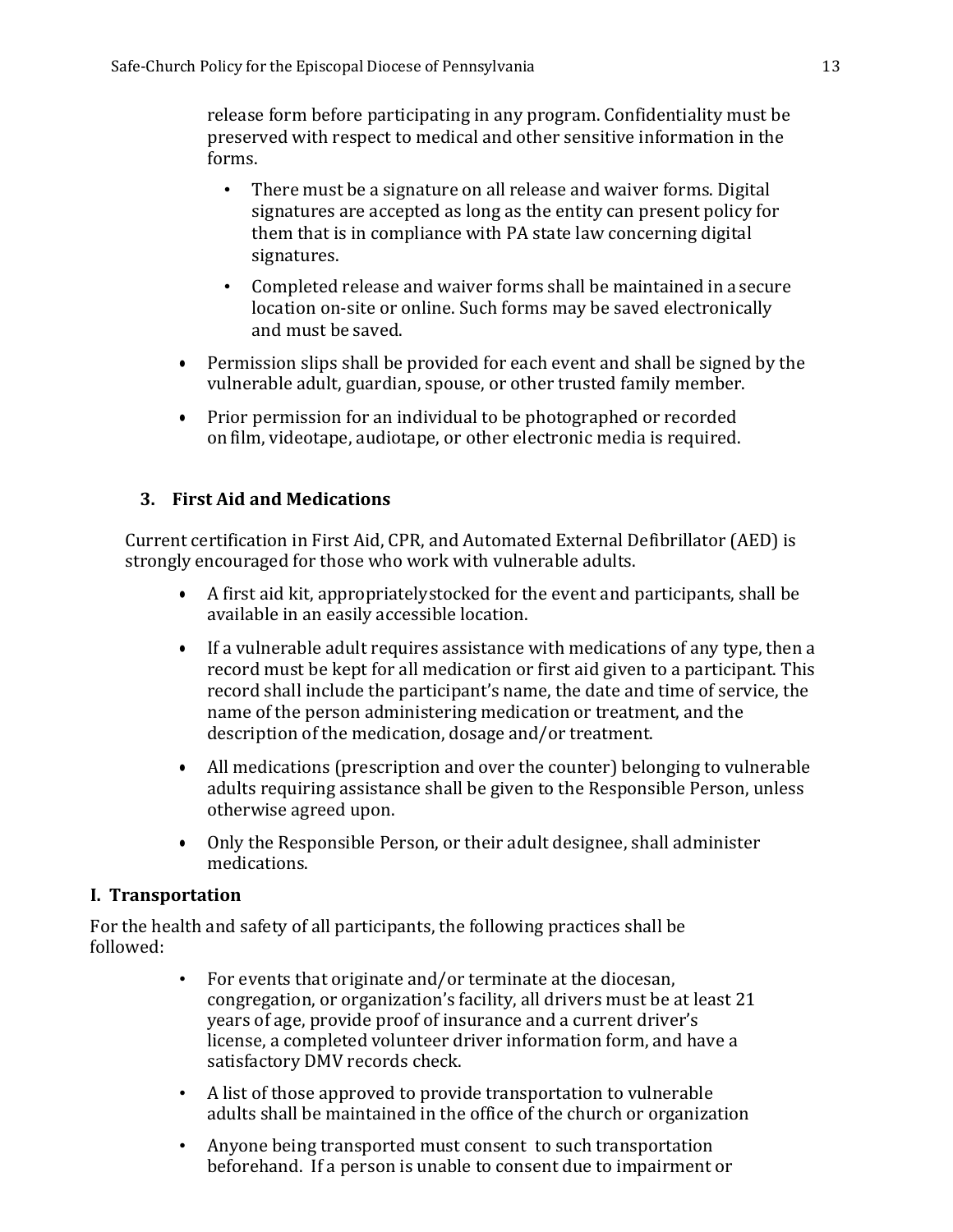release form before participating in any program. Confidentiality must be preserved with respect to medical and other sensitive information in the forms.

  - There must be a signature on all release and waiver forms. Digital signatures are accepted as long as the entity can present policy for them that is in compliance with PA state law concerning digital signatures.
  - Completed release and waiver forms shall be maintained in a secure location on-site or online. Such forms may be saved electronically and must be saved.

- Permission slips shall be provided for each event and shall be signed by the vulnerable adult, guardian, spouse, or other trusted family member.
- Prior permission for an individual to be photographed or recorded on film, videotape, audiotape, or other electronic media is required.

### 3. First Aid and Medications

Current certification in First Aid, CPR, and Automated External Defibrillator (AED) is strongly encouraged for those who work with vulnerable adults.

- A first aid kit, appropriately stocked for the event and participants, shall be available in an easily accessible location.
- If a vulnerable adult requires assistance with medications of any type, then a record must be kept for all medication or first aid given to a participant. This record shall include the participant's name, the date and time of service, the name of the person administering medication or treatment, and the description of the medication, dosage and/or treatment.
- All medications (prescription and over the counter) belonging to vulnerable adults requiring assistance shall be given to the Responsible Person, unless otherwise agreed upon.
- Only the Responsible Person, or their adult designee, shall administer medications.

## I. Transportation

For the health and safety of all participants, the following practices shall be followed:

- For events that originate and/or terminate at the diocesan, congregation, or organization's facility, all drivers must be at least 21 years of age, provide proof of insurance and a current driver's license, a completed volunteer driver information form, and have a satisfactory DMV records check.
- A list of those approved to provide transportation to vulnerable adults shall be maintained in the office of the church or organization
- Anyone being transported must consent to such transportation beforehand. If a person is unable to consent due to impairment or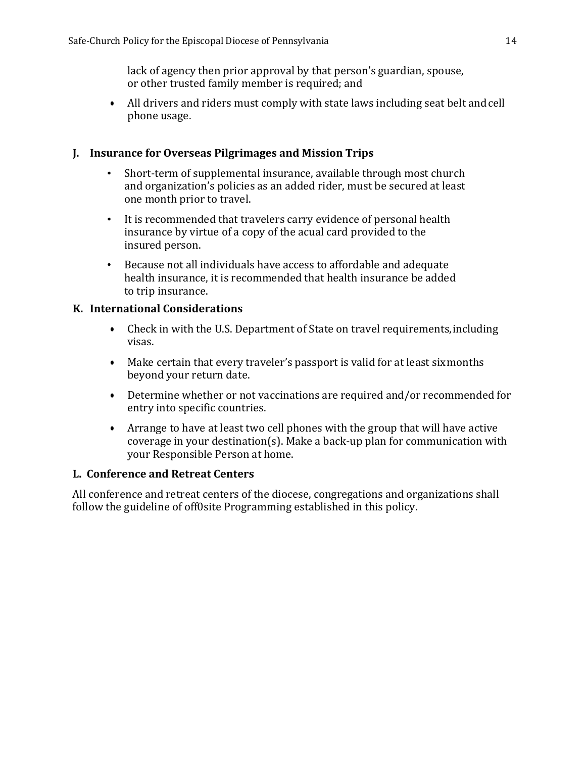lack of agency then prior approval by that person's guardian, spouse, or other trusted family member is required; and

- All drivers and riders must comply with state laws including seat belt and cell phone usage.

### J. Insurance for Overseas Pilgrimages and Mission Trips

- Short-term of supplemental insurance, available through most church and organization's policies as an added rider, must be secured at least one month prior to travel.
- It is recommended that travelers carry evidence of personal health insurance by virtue of a copy of the acual card provided to the insured person.
- Because not all individuals have access to affordable and adequate health insurance, it is recommended that health insurance be added to trip insurance.

### K. International Considerations

- Check in with the U.S. Department of State on travel requirements, including visas.
- Make certain that every traveler's passport is valid for at least six months beyond your return date.
- Determine whether or not vaccinations are required and/or recommended for entry into specific countries.
- Arrange to have at least two cell phones with the group that will have active coverage in your destination(s). Make a back-up plan for communication with your Responsible Person at home.

### L. Conference and Retreat Centers

All conference and retreat centers of the diocese, congregations and organizations shall follow the guideline of off0site Programming established in this policy.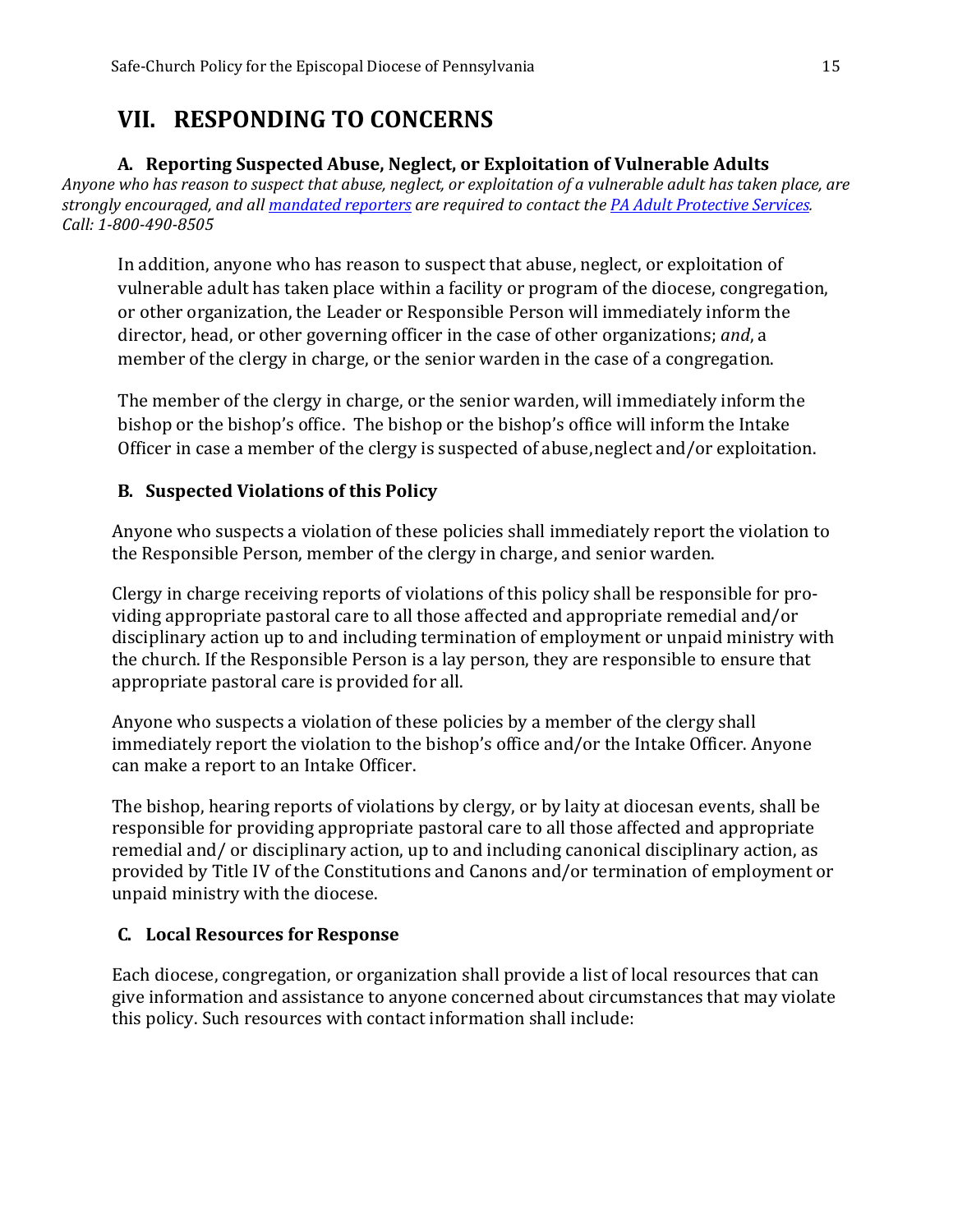# VII. RESPONDING TO CONCERNS

### A. Reporting Suspected Abuse, Neglect, or Exploitation of Vulnerable Adults

*Anyone who has reason to suspect that abuse, neglect, or exploitation of a vulnerable adult has taken place, are strongly encouraged, and all [mandated reporters](#) are required to contact the [PA Adult Protective Services](#). Call: 1-800-490-8505*

In addition, anyone who has reason to suspect that abuse, neglect, or exploitation of vulnerable adult has taken place within a facility or program of the diocese, congregation, or other organization, the Leader or Responsible Person will immediately inform the director, head, or other governing officer in the case of other organizations; *and*, a member of the clergy in charge, or the senior warden in the case of a congregation.

The member of the clergy in charge, or the senior warden, will immediately inform the bishop or the bishop's office. The bishop or the bishop's office will inform the Intake Officer in case a member of the clergy is suspected of abuse,neglect and/or exploitation.

### B. Suspected Violations of this Policy

Anyone who suspects a violation of these policies shall immediately report the violation to the Responsible Person, member of the clergy in charge, and senior warden.

Clergy in charge receiving reports of violations of this policy shall be responsible for providing appropriate pastoral care to all those affected and appropriate remedial and/or disciplinary action up to and including termination of employment or unpaid ministry with the church. If the Responsible Person is a lay person, they are responsible to ensure that appropriate pastoral care is provided for all.

Anyone who suspects a violation of these policies by a member of the clergy shall immediately report the violation to the bishop's office and/or the Intake Officer. Anyone can make a report to an Intake Officer.

The bishop, hearing reports of violations by clergy, or by laity at diocesan events, shall be responsible for providing appropriate pastoral care to all those affected and appropriate remedial and/ or disciplinary action, up to and including canonical disciplinary action, as provided by Title IV of the Constitutions and Canons and/or termination of employment or unpaid ministry with the diocese.

### C. Local Resources for Response

Each diocese, congregation, or organization shall provide a list of local resources that can give information and assistance to anyone concerned about circumstances that may violate this policy. Such resources with contact information shall include: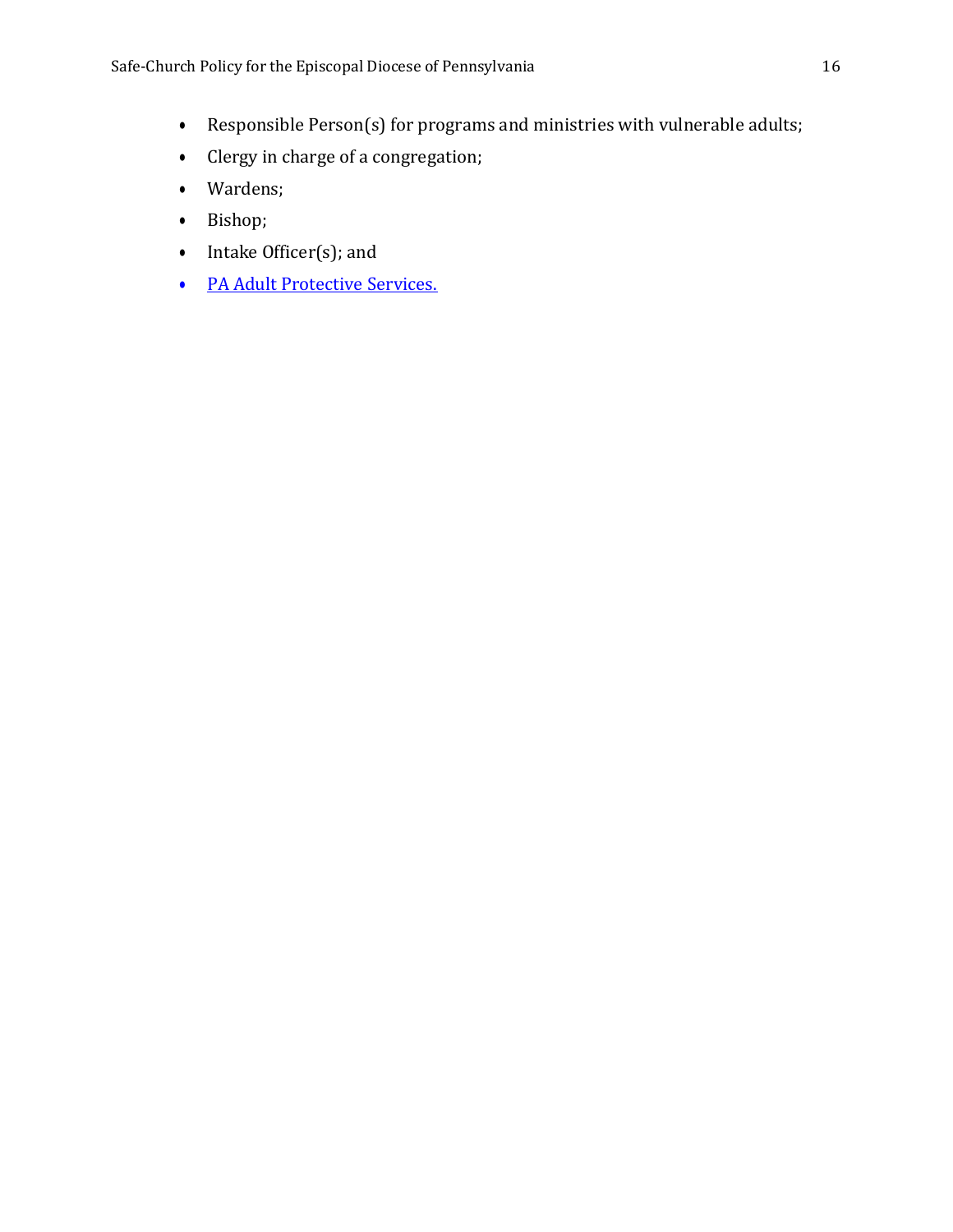- Responsible Person(s) for programs and ministries with vulnerable adults;
- Clergy in charge of a congregation;
- Wardens;
- Bishop;
- Intake Officer(s); and
- PA Adult Protective Services.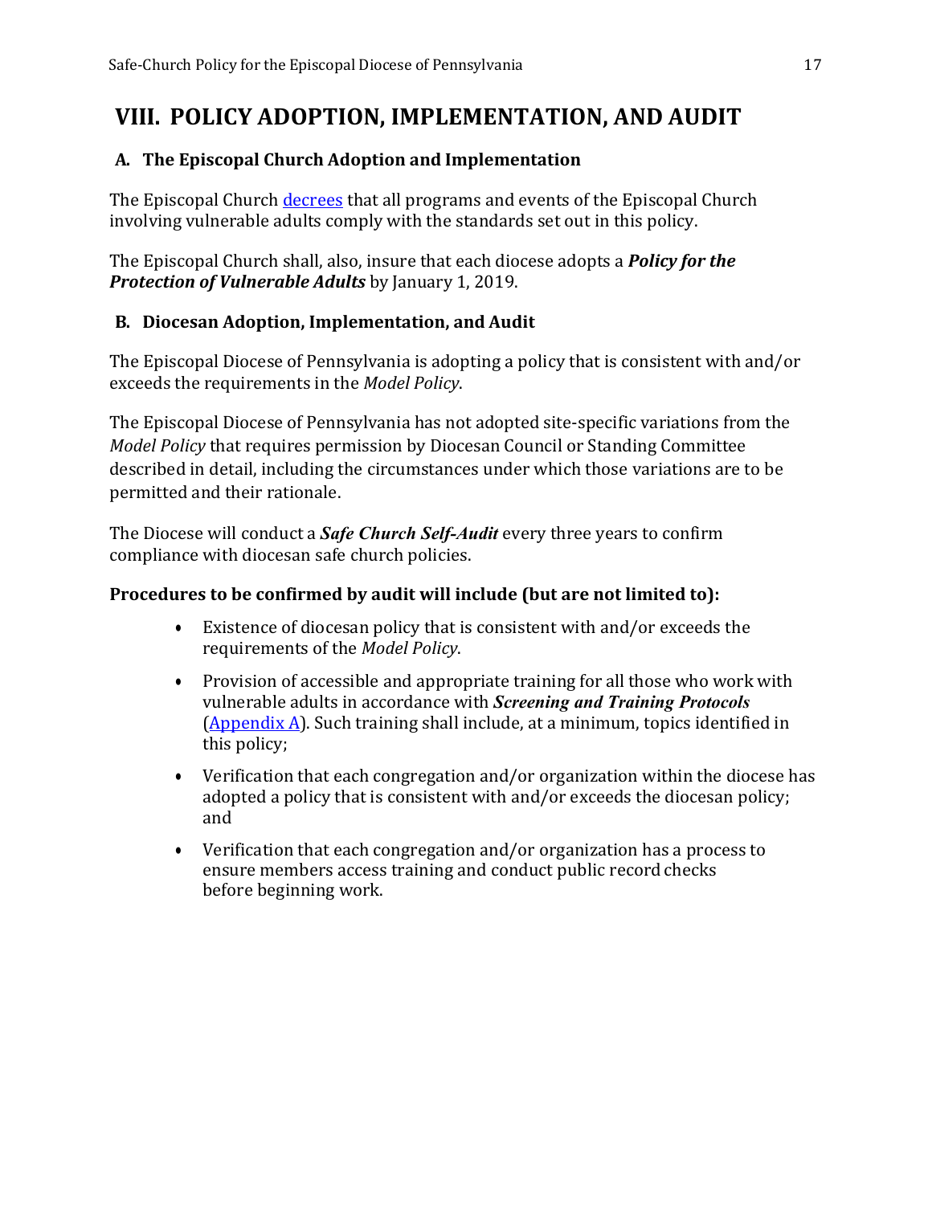# VIII. POLICY ADOPTION, IMPLEMENTATION, AND AUDIT

## A. The Episcopal Church Adoption and Implementation

The Episcopal Church decrees that all programs and events of the Episcopal Church involving vulnerable adults comply with the standards set out in this policy.

The Episcopal Church shall, also, insure that each diocese adopts a ***Policy for the Protection of Vulnerable Adults*** by January 1, 2019.

## B. Diocesan Adoption, Implementation, and Audit

The Episcopal Diocese of Pennsylvania is adopting a policy that is consistent with and/or exceeds the requirements in the *Model Policy*.

The Episcopal Diocese of Pennsylvania has not adopted site-specific variations from the *Model Policy* that requires permission by Diocesan Council or Standing Committee described in detail, including the circumstances under which those variations are to be permitted and their rationale.

The Diocese will conduct a ***Safe Church Self-Audit*** every three years to confirm compliance with diocesan safe church policies.

**Procedures to be confirmed by audit will include (but are not limited to):**

- Existence of diocesan policy that is consistent with and/or exceeds the requirements of the *Model Policy*.
- Provision of accessible and appropriate training for all those who work with vulnerable adults in accordance with ***Screening and Training Protocols*** (Appendix A). Such training shall include, at a minimum, topics identified in this policy;
- Verification that each congregation and/or organization within the diocese has adopted a policy that is consistent with and/or exceeds the diocesan policy; and
- Verification that each congregation and/or organization has a process to ensure members access training and conduct public record checks before beginning work.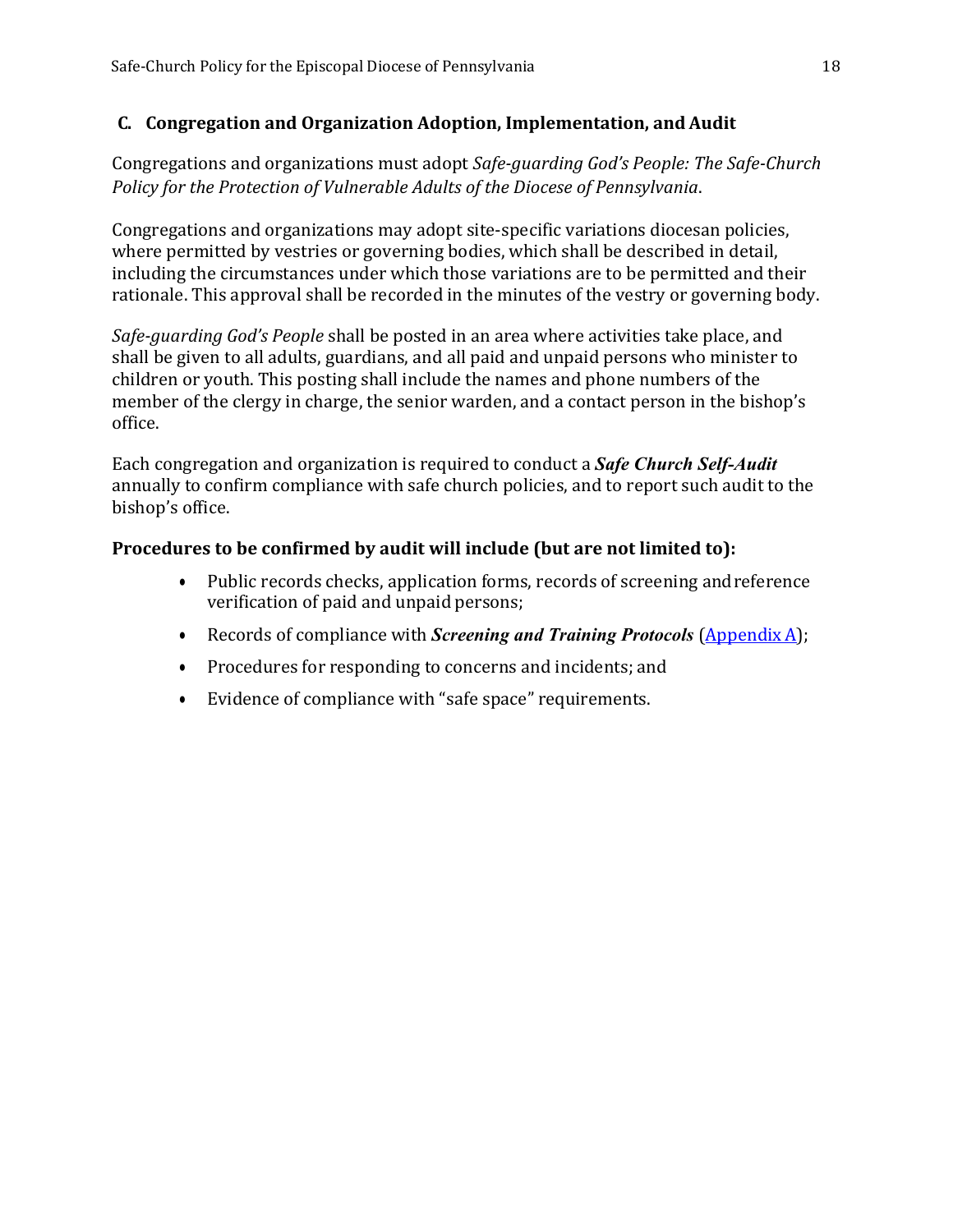### C. Congregation and Organization Adoption, Implementation, and Audit

Congregations and organizations must adopt *Safe-guarding God's People: The Safe-Church Policy for the Protection of Vulnerable Adults of the Diocese of Pennsylvania*.

Congregations and organizations may adopt site-specific variations diocesan policies, where permitted by vestries or governing bodies, which shall be described in detail, including the circumstances under which those variations are to be permitted and their rationale. This approval shall be recorded in the minutes of the vestry or governing body.

*Safe-guarding God's People* shall be posted in an area where activities take place, and shall be given to all adults, guardians, and all paid and unpaid persons who minister to children or youth. This posting shall include the names and phone numbers of the member of the clergy in charge, the senior warden, and a contact person in the bishop's office.

Each congregation and organization is required to conduct a ***Safe Church Self-Audit*** annually to confirm compliance with safe church policies, and to report such audit to the bishop's office.

**Procedures to be confirmed by audit will include (but are not limited to):**

- Public records checks, application forms, records of screening and reference verification of paid and unpaid persons;
- Records of compliance with ***Screening and Training Protocols*** (Appendix A);
- Procedures for responding to concerns and incidents; and
- Evidence of compliance with "safe space" requirements.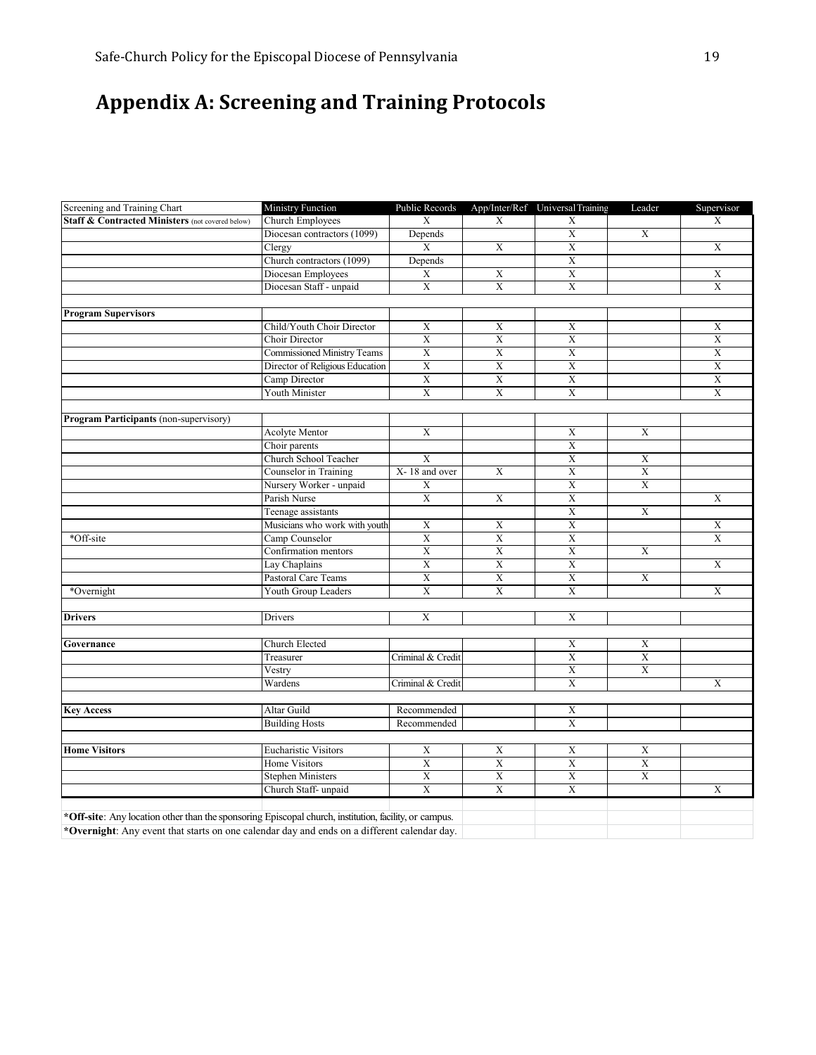# Appendix A: Screening and Training Protocols

| Screening and Training Chart | Ministry Function | Public Records | App/Inter/Ref | Universal Training | Leader | Supervisor |
|---|---|---|---|---|---|---|
| **Staff & Contracted Ministers** (not covered below) | Church Employees | X | X | X | | X |
| | Diocesan contractors (1099) | Depends | | X | X | |
| | Clergy | X | X | X | | X |
| | Church contractors (1099) | Depends | | X | | |
| | Diocesan Employees | X | X | X | | X |
| | Diocesan Staff - unpaid | X | X | X | | X |
| | | | | | | |
| **Program Supervisors** | | | | | | |
| | Child/Youth Choir Director | X | X | X | | X |
| | Choir Director | X | X | X | | X |
| | Commissioned Ministry Teams | X | X | X | | X |
| | Director of Religious Education | X | X | X | | X |
| | Camp Director | X | X | X | | X |
| | Youth Minister | X | X | X | | X |
| | | | | | | |
| **Program Participants** (non-supervisory) | | | | | | |
| | Acolyte Mentor | X | | X | X | |
| | Choir parents | | | X | | |
| | Church School Teacher | X | | X | X | |
| | Counselor in Training | X- 18 and over | X | X | X | |
| | Nursery Worker - unpaid | X | | X | X | |
| | Parish Nurse | X | X | X | | X |
| | Teenage assistants | | | X | X | |
| | Musicians who work with youth | X | X | X | | X |
| *Off-site | Camp Counselor | X | X | X | | X |
| | Confirmation mentors | X | X | X | X | |
| | Lay Chaplains | X | X | X | | X |
| | Pastoral Care Teams | X | X | X | X | |
| *Overnight | Youth Group Leaders | X | X | X | | X |
| | | | | | | |
| **Drivers** | Drivers | X | | X | | |
| | | | | | | |
| **Governance** | Church Elected | | | X | X | |
| | Treasurer | Criminal & Credit | | X | X | |
| | Vestry | | | X | X | |
| | Wardens | Criminal & Credit | | X | | X |
| | | | | | | |
| **Key Access** | Altar Guild | Recommended | | X | | |
| | Building Hosts | Recommended | | X | | |
| | | | | | | |
| **Home Visitors** | Eucharistic Visitors | X | X | X | X | |
| | Home Visitors | X | X | X | X | |
| | Stephen Ministers | X | X | X | X | |
| | Church Staff- unpaid | X | X | X | | X |

**\*Off-site**: Any location other than the sponsoring Episcopal church, institution, facility, or campus.

**\*Overnight**: Any event that starts on one calendar day and ends on a different calendar day.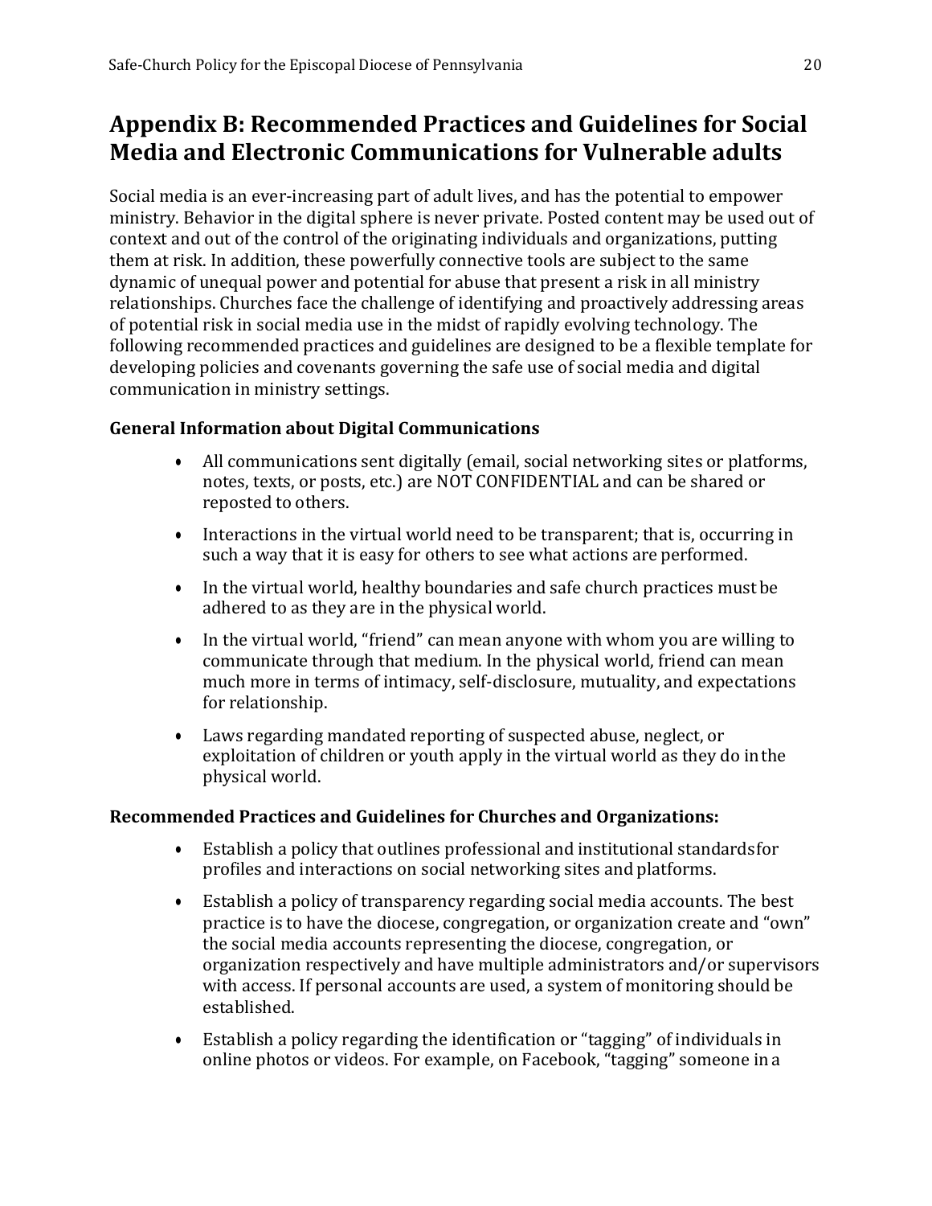## Appendix B: Recommended Practices and Guidelines for Social Media and Electronic Communications for Vulnerable adults

Social media is an ever-increasing part of adult lives, and has the potential to empower ministry. Behavior in the digital sphere is never private. Posted content may be used out of context and out of the control of the originating individuals and organizations, putting them at risk. In addition, these powerfully connective tools are subject to the same dynamic of unequal power and potential for abuse that present a risk in all ministry relationships. Churches face the challenge of identifying and proactively addressing areas of potential risk in social media use in the midst of rapidly evolving technology. The following recommended practices and guidelines are designed to be a flexible template for developing policies and covenants governing the safe use of social media and digital communication in ministry settings.

### General Information about Digital Communications

- All communications sent digitally (email, social networking sites or platforms, notes, texts, or posts, etc.) are NOT CONFIDENTIAL and can be shared or reposted to others.
- Interactions in the virtual world need to be transparent; that is, occurring in such a way that it is easy for others to see what actions are performed.
- In the virtual world, healthy boundaries and safe church practices must be adhered to as they are in the physical world.
- In the virtual world, "friend" can mean anyone with whom you are willing to communicate through that medium. In the physical world, friend can mean much more in terms of intimacy, self-disclosure, mutuality, and expectations for relationship.
- Laws regarding mandated reporting of suspected abuse, neglect, or exploitation of children or youth apply in the virtual world as they do in the physical world.

### Recommended Practices and Guidelines for Churches and Organizations:

- Establish a policy that outlines professional and institutional standards for profiles and interactions on social networking sites and platforms.
- Establish a policy of transparency regarding social media accounts. The best practice is to have the diocese, congregation, or organization create and "own" the social media accounts representing the diocese, congregation, or organization respectively and have multiple administrators and/or supervisors with access. If personal accounts are used, a system of monitoring should be established.
- Establish a policy regarding the identification or "tagging" of individuals in online photos or videos. For example, on Facebook, "tagging" someone in a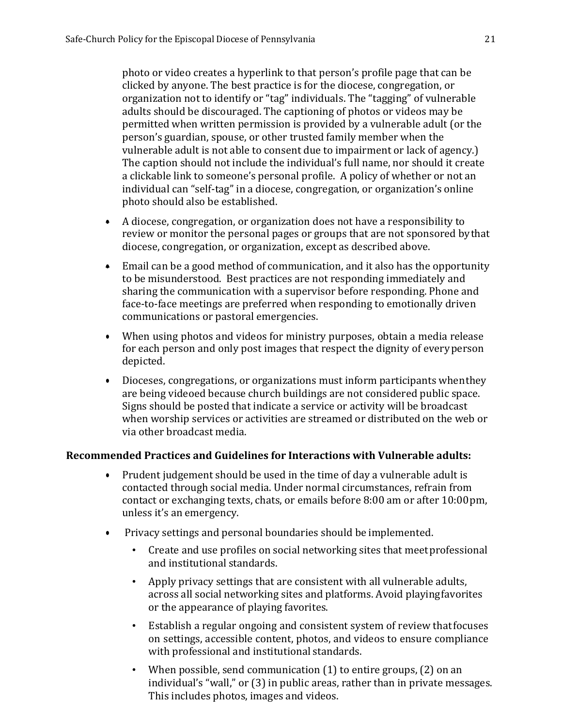photo or video creates a hyperlink to that person's profile page that can be clicked by anyone. The best practice is for the diocese, congregation, or organization not to identify or "tag" individuals. The "tagging" of vulnerable adults should be discouraged. The captioning of photos or videos may be permitted when written permission is provided by a vulnerable adult (or the person's guardian, spouse, or other trusted family member when the vulnerable adult is not able to consent due to impairment or lack of agency.) The caption should not include the individual's full name, nor should it create a clickable link to someone's personal profile. A policy of whether or not an individual can "self-tag" in a diocese, congregation, or organization's online photo should also be established.

- A diocese, congregation, or organization does not have a responsibility to review or monitor the personal pages or groups that are not sponsored by that diocese, congregation, or organization, except as described above.
- Email can be a good method of communication, and it also has the opportunity to be misunderstood. Best practices are not responding immediately and sharing the communication with a supervisor before responding. Phone and face-to-face meetings are preferred when responding to emotionally driven communications or pastoral emergencies.
- When using photos and videos for ministry purposes, obtain a media release for each person and only post images that respect the dignity of every person depicted.
- Dioceses, congregations, or organizations must inform participants when they are being videoed because church buildings are not considered public space. Signs should be posted that indicate a service or activity will be broadcast when worship services or activities are streamed or distributed on the web or via other broadcast media.

**Recommended Practices and Guidelines for Interactions with Vulnerable adults:**

- Prudent judgement should be used in the time of day a vulnerable adult is contacted through social media. Under normal circumstances, refrain from contact or exchanging texts, chats, or emails before 8:00 am or after 10:00 pm, unless it's an emergency.
- Privacy settings and personal boundaries should be implemented.
  - Create and use profiles on social networking sites that meet professional and institutional standards.
  - Apply privacy settings that are consistent with all vulnerable adults, across all social networking sites and platforms. Avoid playing favorites or the appearance of playing favorites.
  - Establish a regular ongoing and consistent system of review that focuses on settings, accessible content, photos, and videos to ensure compliance with professional and institutional standards.
  - When possible, send communication (1) to entire groups, (2) on an individual's "wall," or (3) in public areas, rather than in private messages. This includes photos, images and videos.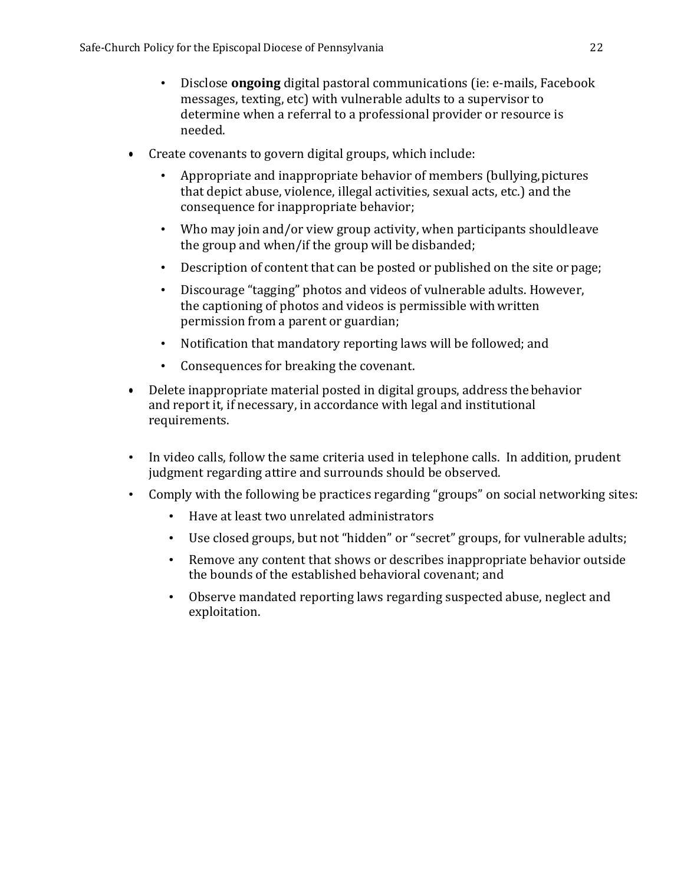- Disclose **ongoing** digital pastoral communications (ie: e-mails, Facebook messages, texting, etc) with vulnerable adults to a supervisor to determine when a referral to a professional provider or resource is needed.

- Create covenants to govern digital groups, which include:
  - Appropriate and inappropriate behavior of members (bullying, pictures that depict abuse, violence, illegal activities, sexual acts, etc.) and the consequence for inappropriate behavior;
  - Who may join and/or view group activity, when participants should leave the group and when/if the group will be disbanded;
  - Description of content that can be posted or published on the site or page;
  - Discourage "tagging" photos and videos of vulnerable adults. However, the captioning of photos and videos is permissible with written permission from a parent or guardian;
  - Notification that mandatory reporting laws will be followed; and
  - Consequences for breaking the covenant.
- Delete inappropriate material posted in digital groups, address the behavior and report it, if necessary, in accordance with legal and institutional requirements.

- In video calls, follow the same criteria used in telephone calls. In addition, prudent judgment regarding attire and surrounds should be observed.
- Comply with the following be practices regarding "groups" on social networking sites:
  - Have at least two unrelated administrators
  - Use closed groups, but not "hidden" or "secret" groups, for vulnerable adults;
  - Remove any content that shows or describes inappropriate behavior outside the bounds of the established behavioral covenant; and
  - Observe mandated reporting laws regarding suspected abuse, neglect and exploitation.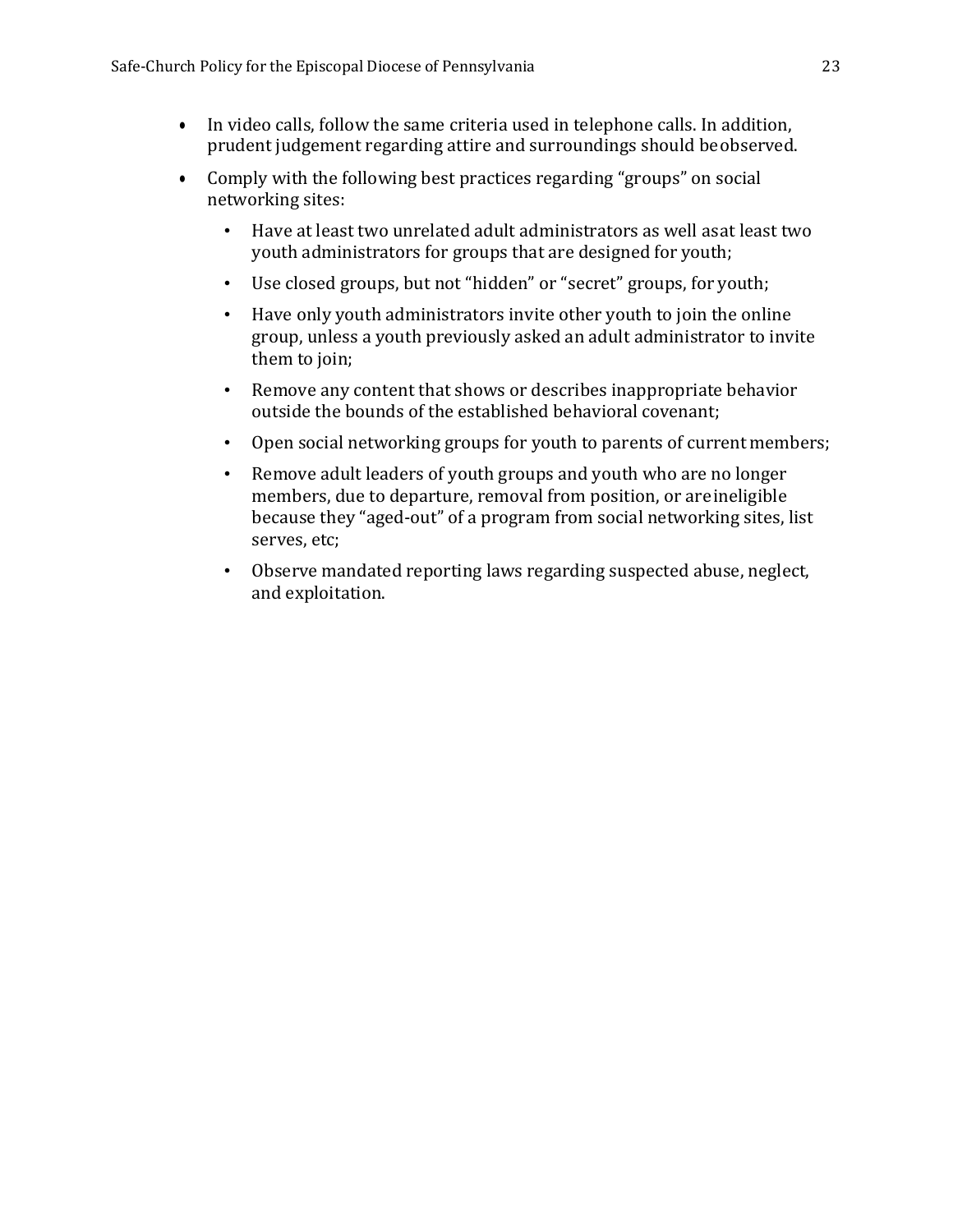- In video calls, follow the same criteria used in telephone calls. In addition, prudent judgement regarding attire and surroundings should be observed.
- Comply with the following best practices regarding "groups" on social networking sites:
  - Have at least two unrelated adult administrators as well as at least two youth administrators for groups that are designed for youth;
  - Use closed groups, but not "hidden" or "secret" groups, for youth;
  - Have only youth administrators invite other youth to join the online group, unless a youth previously asked an adult administrator to invite them to join;
  - Remove any content that shows or describes inappropriate behavior outside the bounds of the established behavioral covenant;
  - Open social networking groups for youth to parents of current members;
  - Remove adult leaders of youth groups and youth who are no longer members, due to departure, removal from position, or are ineligible because they "aged-out" of a program from social networking sites, list serves, etc;
  - Observe mandated reporting laws regarding suspected abuse, neglect, and exploitation.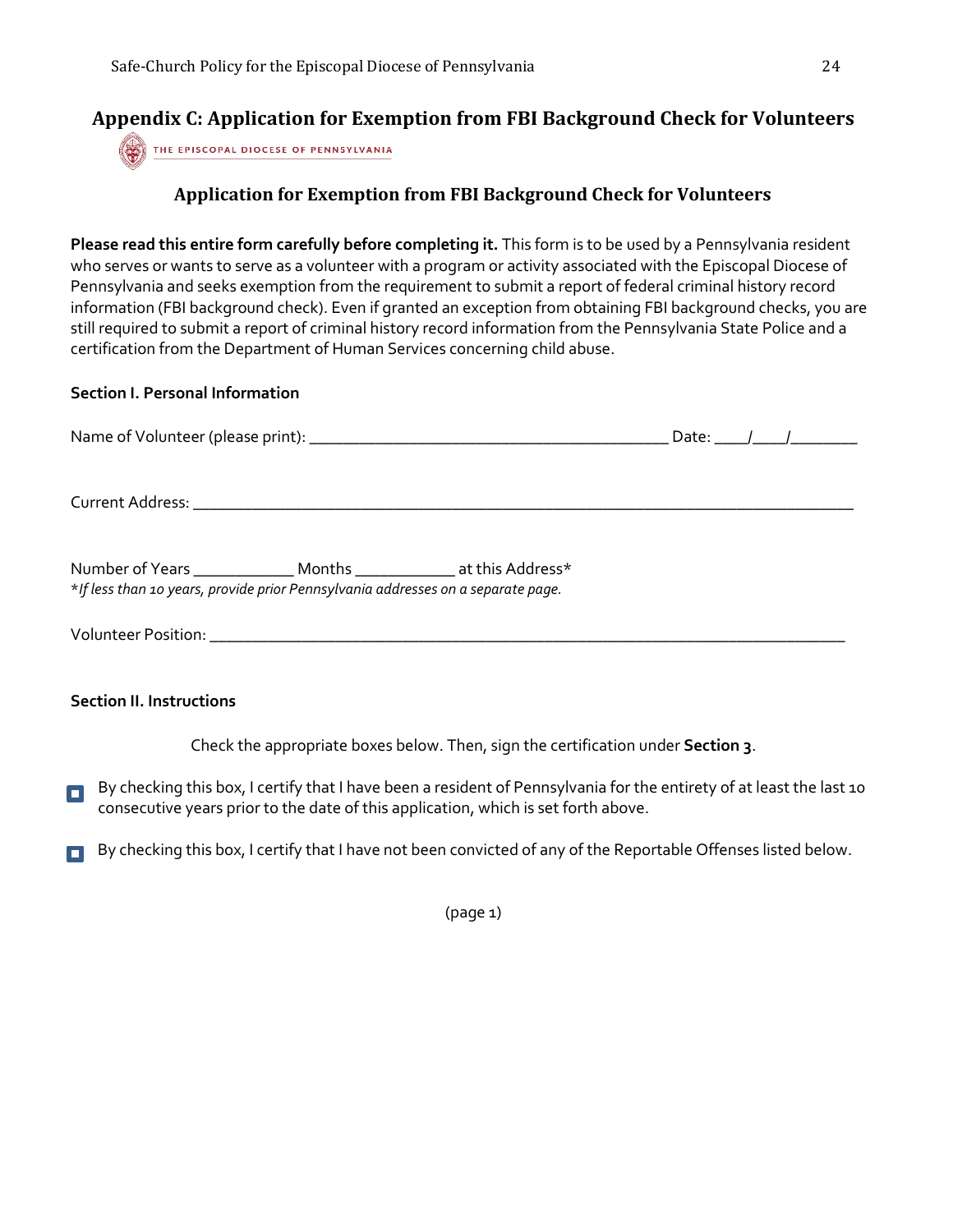## Appendix C: Application for Exemption from FBI Background Check for Volunteers

THE EPISCOPAL DIOCESE OF PENNSYLVANIA

### Application for Exemption from FBI Background Check for Volunteers

**Please read this entire form carefully before completing it.** This form is to be used by a Pennsylvania resident who serves or wants to serve as a volunteer with a program or activity associated with the Episcopal Diocese of Pennsylvania and seeks exemption from the requirement to submit a report of federal criminal history record information (FBI background check). Even if granted an exception from obtaining FBI background checks, you are still required to submit a report of criminal history record information from the Pennsylvania State Police and a certification from the Department of Human Services concerning child abuse.

**Section I. Personal Information**

Name of Volunteer (please print): ___________________________________________ Date: ____/____/________

Current Address: ___________________________________________________________________________

Number of Years ____________ Months ____________ at this Address*

*\*If less than 10 years, provide prior Pennsylvania addresses on a separate page.*

Volunteer Position: _________________________________________________________________________

**Section II. Instructions**

Check the appropriate boxes below. Then, sign the certification under **Section 3**.

- ☐ By checking this box, I certify that I have been a resident of Pennsylvania for the entirety of at least the last 10 consecutive years prior to the date of this application, which is set forth above.

- ☐ By checking this box, I certify that I have not been convicted of any of the Reportable Offenses listed below.

(page 1)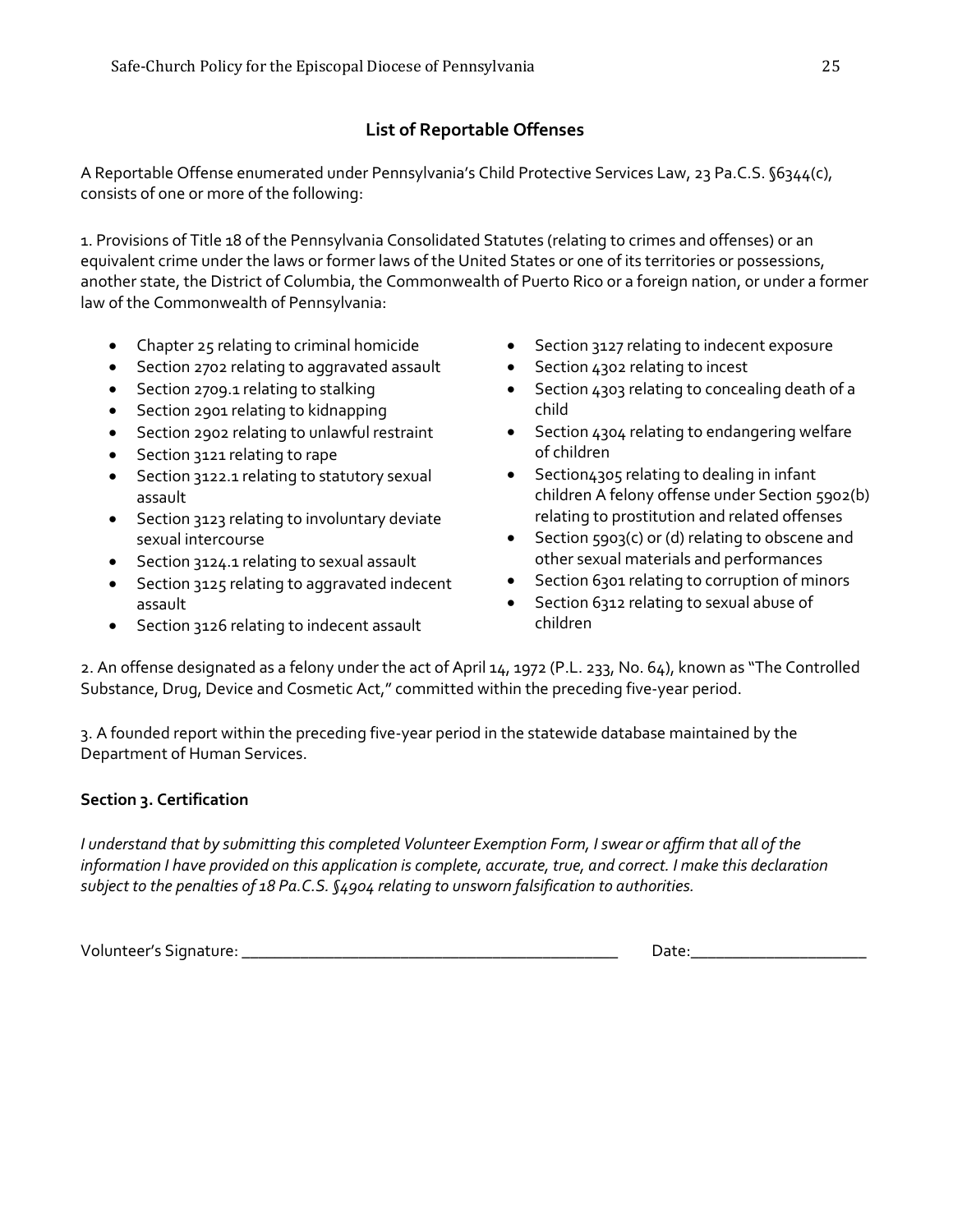## List of Reportable Offenses

A Reportable Offense enumerated under Pennsylvania's Child Protective Services Law, 23 Pa.C.S. §6344(c), consists of one or more of the following:

1. Provisions of Title 18 of the Pennsylvania Consolidated Statutes (relating to crimes and offenses) or an equivalent crime under the laws or former laws of the United States or one of its territories or possessions, another state, the District of Columbia, the Commonwealth of Puerto Rico or a foreign nation, or under a former law of the Commonwealth of Pennsylvania:

- Chapter 25 relating to criminal homicide
- Section 2702 relating to aggravated assault
- Section 2709.1 relating to stalking
- Section 2901 relating to kidnapping
- Section 2902 relating to unlawful restraint
- Section 3121 relating to rape
- Section 3122.1 relating to statutory sexual assault
- Section 3123 relating to involuntary deviate sexual intercourse
- Section 3124.1 relating to sexual assault
- Section 3125 relating to aggravated indecent assault
- Section 3126 relating to indecent assault
- Section 3127 relating to indecent exposure
- Section 4302 relating to incest
- Section 4303 relating to concealing death of a child
- Section 4304 relating to endangering welfare of children
- Section4305 relating to dealing in infant children A felony offense under Section 5902(b) relating to prostitution and related offenses
- Section 5903(c) or (d) relating to obscene and other sexual materials and performances
- Section 6301 relating to corruption of minors
- Section 6312 relating to sexual abuse of children

2. An offense designated as a felony under the act of April 14, 1972 (P.L. 233, No. 64), known as "The Controlled Substance, Drug, Device and Cosmetic Act," committed within the preceding five-year period.

3. A founded report within the preceding five-year period in the statewide database maintained by the Department of Human Services.

**Section 3. Certification**

*I understand that by submitting this completed Volunteer Exemption Form, I swear or affirm that all of the information I have provided on this application is complete, accurate, true, and correct. I make this declaration subject to the penalties of 18 Pa.C.S. §4904 relating to unsworn falsification to authorities.*

Volunteer's Signature: ____________________________________________ Date:____________________